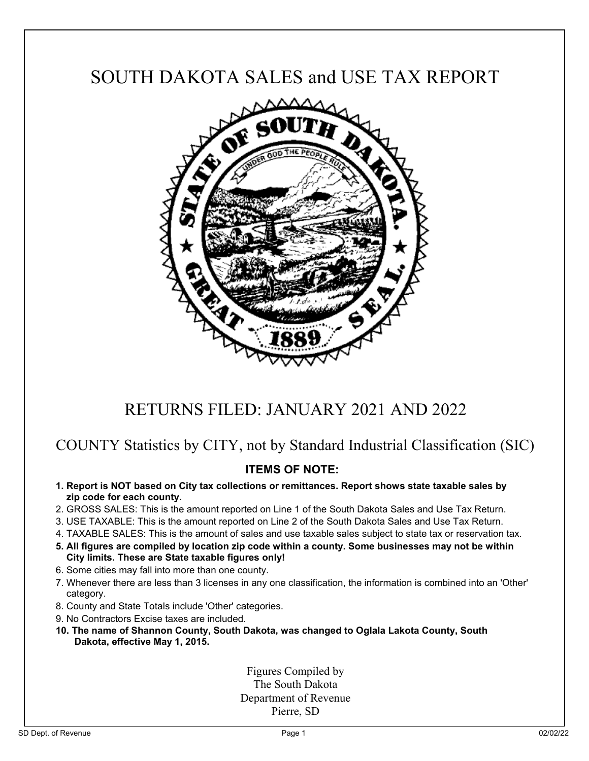# SOUTH DAKOTA SALES and USE TAX REPORT

## RETURNS FILED: JANUARY 2021 AND 2022

### COUNTY Statistics by CITY, not by Standard Industrial Classification (SIC)

**ITEMS OF NOTE:**

1. **Report is NOT based on City tax collections or remittances. Report shows state taxable sales by zip code for each county.**
2. GROSS SALES: This is the amount reported on Line 1 of the South Dakota Sales and Use Tax Return.
3. USE TAXABLE: This is the amount reported on Line 2 of the South Dakota Sales and Use Tax Return.
4. TAXABLE SALES: This is the amount of sales and use taxable sales subject to state tax or reservation tax.
5. **All figures are compiled by location zip code within a county. Some businesses may not be within City limits. These are State taxable figures only!**
6. Some cities may fall into more than one county.
7. Whenever there are less than 3 licenses in any one classification, the information is combined into an 'Other' category.
8. County and State Totals include 'Other' categories.
9. No Contractors Excise taxes are included.
10. **The name of Shannon County, South Dakota, was changed to Oglala Lakota County, South Dakota, effective May 1, 2015.**

Figures Compiled by
The South Dakota
Department of Revenue
Pierre, SD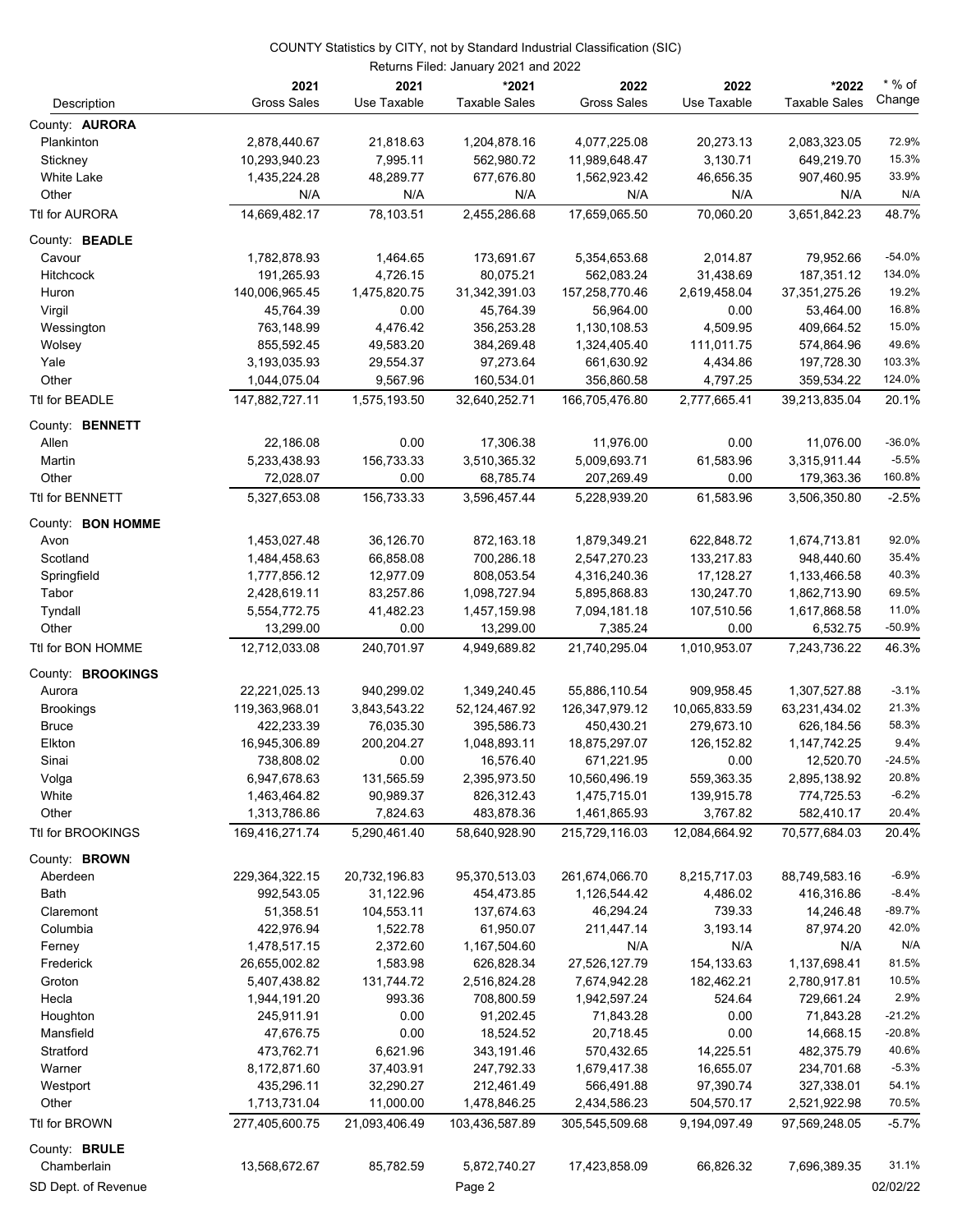COUNTY Statistics by CITY, not by Standard Industrial Classification (SIC)

Returns Filed: January 2021 and 2022

| Description | 2021 Gross Sales | 2021 Use Taxable | *2021 Taxable Sales | 2022 Gross Sales | 2022 Use Taxable | *2022 Taxable Sales | * % of Change |
|---|---|---|---|---|---|---|---|
| County: **AURORA** | | | | | | | |
| Plankinton | 2,878,440.67 | 21,818.63 | 1,204,878.16 | 4,077,225.08 | 20,273.13 | 2,083,323.05 | 72.9% |
| Stickney | 10,293,940.23 | 7,995.11 | 562,980.72 | 11,989,648.47 | 3,130.71 | 649,219.70 | 15.3% |
| White Lake | 1,435,224.28 | 48,289.77 | 677,676.80 | 1,562,923.42 | 46,656.35 | 907,460.95 | 33.9% |
| Other | N/A | N/A | N/A | N/A | N/A | N/A | N/A |
| Ttl for AURORA | 14,669,482.17 | 78,103.51 | 2,455,286.68 | 17,659,065.50 | 70,060.20 | 3,651,842.23 | 48.7% |
| County: **BEADLE** | | | | | | | |
| Cavour | 1,782,878.93 | 1,464.65 | 173,691.67 | 5,354,653.68 | 2,014.87 | 79,952.66 | -54.0% |
| Hitchcock | 191,265.93 | 4,726.15 | 80,075.21 | 562,083.24 | 31,438.69 | 187,351.12 | 134.0% |
| Huron | 140,006,965.45 | 1,475,820.75 | 31,342,391.03 | 157,258,770.46 | 2,619,458.04 | 37,351,275.26 | 19.2% |
| Virgil | 45,764.39 | 0.00 | 45,764.39 | 56,964.00 | 0.00 | 53,464.00 | 16.8% |
| Wessington | 763,148.99 | 4,476.42 | 356,253.28 | 1,130,108.53 | 4,509.95 | 409,662.54 | 15.0% |
| Wolsey | 855,592.45 | 49,583.20 | 384,269.48 | 1,324,405.40 | 111,011.75 | 574,864.96 | 49.6% |
| Yale | 3,193,035.93 | 29,554.37 | 97,273.64 | 661,630.92 | 4,434.86 | 197,728.30 | 103.3% |
| Other | 1,044,075.04 | 9,567.96 | 160,534.01 | 356,860.58 | 4,797.25 | 359,534.22 | 124.0% |
| Ttl for BEADLE | 147,882,727.11 | 1,575,193.50 | 32,640,252.71 | 166,705,476.80 | 2,777,665.41 | 39,213,835.04 | 20.1% |
| County: **BENNETT** | | | | | | | |
| Allen | 22,186.08 | 0.00 | 17,306.38 | 11,976.00 | 0.00 | 11,076.00 | -36.0% |
| Martin | 5,233,438.93 | 156,733.33 | 3,510,365.32 | 5,009,693.71 | 61,583.96 | 3,315,911.44 | -5.5% |
| Other | 72,028.07 | 0.00 | 68,785.74 | 207,269.49 | 0.00 | 179,363.36 | 160.8% |
| Ttl for BENNETT | 5,327,653.08 | 156,733.33 | 3,596,457.44 | 5,228,939.20 | 61,583.96 | 3,506,350.80 | -2.5% |
| County: **BON HOMME** | | | | | | | |
| Avon | 1,453,027.48 | 36,126.70 | 872,163.18 | 1,879,349.21 | 622,848.72 | 1,674,713.81 | 92.0% |
| Scotland | 1,484,458.63 | 66,858.08 | 700,286.18 | 2,547,270.23 | 133,217.83 | 948,440.60 | 35.4% |
| Springfield | 1,777,856.12 | 12,977.09 | 808,053.54 | 4,316,240.36 | 17,128.27 | 1,133,466.58 | 40.3% |
| Tabor | 2,428,619.11 | 83,257.86 | 1,098,727.94 | 5,895,868.83 | 130,247.70 | 1,862,713.90 | 69.5% |
| Tyndall | 5,554,772.75 | 41,482.23 | 1,457,159.98 | 7,094,181.18 | 107,510.56 | 1,617,868.58 | 11.0% |
| Other | 13,299.00 | 0.00 | 13,299.00 | 7,385.24 | 0.00 | 6,532.75 | -50.9% |
| Ttl for BON HOMME | 12,712,033.08 | 240,701.97 | 4,949,689.82 | 21,740,295.04 | 1,010,953.07 | 7,243,736.22 | 46.3% |
| County: **BROOKINGS** | | | | | | | |
| Aurora | 22,221,025.13 | 940,299.02 | 1,349,240.45 | 55,886,110.54 | 909,958.45 | 1,307,527.88 | -3.1% |
| Brookings | 119,363,968.01 | 3,843,543.22 | 52,124,467.92 | 126,347,979.12 | 10,065,833.59 | 63,231,434.02 | 21.3% |
| Bruce | 422,233.39 | 76,035.30 | 395,586.73 | 450,430.21 | 279,673.10 | 626,184.56 | 58.3% |
| Elkton | 16,945,306.89 | 200,204.27 | 1,048,893.11 | 18,875,297.07 | 126,152.82 | 1,147,742.25 | 9.4% |
| Sinai | 738,808.02 | 0.00 | 16,576.40 | 671,221.95 | 0.00 | 12,520.70 | -24.5% |
| Volga | 6,947,678.63 | 131,565.59 | 2,395,973.50 | 10,560,496.19 | 559,363.35 | 2,895,138.92 | 20.8% |
| White | 1,463,464.82 | 90,989.37 | 826,312.43 | 1,475,715.01 | 139,915.78 | 774,725.53 | -6.2% |
| Other | 1,313,786.86 | 7,824.63 | 483,878.36 | 1,461,865.93 | 3,767.82 | 582,410.17 | 20.4% |
| Ttl for BROOKINGS | 169,416,271.74 | 5,290,461.40 | 58,640,928.90 | 215,729,116.03 | 12,084,664.92 | 70,577,684.03 | 20.4% |
| County: **BROWN** | | | | | | | |
| Aberdeen | 229,364,322.15 | 20,732,196.83 | 95,370,513.03 | 261,674,066.70 | 8,215,717.03 | 88,749,583.16 | -6.9% |
| Bath | 992,543.05 | 31,122.96 | 454,473.85 | 1,126,544.42 | 4,486.02 | 416,316.86 | -8.4% |
| Claremont | 51,358.51 | 104,553.11 | 137,674.63 | 46,294.24 | 739.33 | 14,246.48 | -89.7% |
| Columbia | 422,976.94 | 1,522.78 | 61,950.07 | 211,447.14 | 3,193.14 | 87,974.20 | 42.0% |
| Ferney | 1,478,517.15 | 2,372.60 | 1,167,504.60 | N/A | N/A | N/A | N/A |
| Frederick | 26,655,002.82 | 1,583.98 | 626,828.34 | 27,526,127.79 | 154,133.63 | 1,137,698.41 | 81.5% |
| Groton | 5,407,438.82 | 131,744.72 | 2,516,824.28 | 7,674,942.28 | 182,462.21 | 2,780,917.81 | 10.5% |
| Hecla | 1,944,191.20 | 993.36 | 708,800.59 | 1,942,597.24 | 524.64 | 729,661.24 | 2.9% |
| Houghton | 245,911.91 | 0.00 | 91,202.45 | 71,843.28 | 0.00 | 71,843.28 | -21.2% |
| Mansfield | 47,676.75 | 0.00 | 18,524.52 | 20,718.45 | 0.00 | 14,668.15 | -20.8% |
| Stratford | 473,762.71 | 6,621.96 | 343,191.46 | 570,432.65 | 14,225.51 | 482,375.79 | 40.6% |
| Warner | 8,172,871.60 | 37,403.91 | 247,792.33 | 1,679,417.38 | 16,655.07 | 234,701.68 | -5.3% |
| Westport | 435,296.11 | 32,290.27 | 212,461.49 | 566,491.88 | 97,390.74 | 327,338.01 | 54.1% |
| Other | 1,713,731.04 | 11,000.00 | 1,478,846.25 | 2,434,586.23 | 504,570.17 | 2,521,922.98 | 70.5% |
| Ttl for BROWN | 277,405,600.75 | 21,093,406.49 | 103,436,587.89 | 305,545,509.68 | 9,194,097.49 | 97,569,248.05 | -5.7% |
| County: **BRULE** | | | | | | | |
| Chamberlain | 13,568,672.67 | 85,782.59 | 5,872,740.27 | 17,423,858.09 | 66,826.32 | 7,696,389.35 | 31.1% |

SD Dept. of Revenue — 02/02/22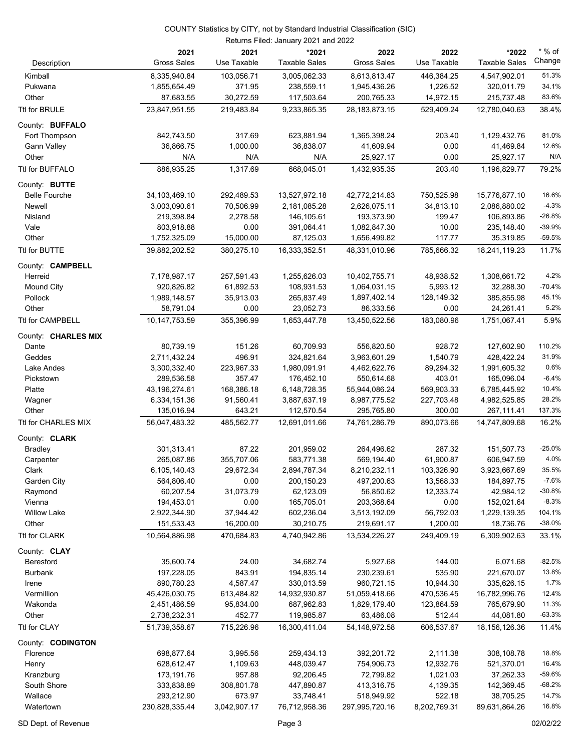COUNTY Statistics by CITY, not by Standard Industrial Classification (SIC)

Returns Filed: January 2021 and 2022

| Description | 2021 Gross Sales | 2021 Use Taxable | *2021 Taxable Sales | 2022 Gross Sales | 2022 Use Taxable | *2022 Taxable Sales | * % of Change |
|---|---|---|---|---|---|---|---|
| Kimball | 8,335,940.84 | 103,056.71 | 3,005,062.33 | 8,613,813.47 | 446,384.25 | 4,547,902.01 | 51.3% |
| Pukwana | 1,855,654.49 | 371.95 | 238,559.11 | 1,945,436.26 | 1,226.52 | 320,011.79 | 34.1% |
| Other | 87,683.55 | 30,272.59 | 117,503.64 | 200,765.33 | 14,972.15 | 215,737.48 | 83.6% |
| Ttl for BRULE | 23,847,951.55 | 219,483.84 | 9,233,865.35 | 28,183,873.15 | 529,409.24 | 12,780,040.63 | 38.4% |
| County: **BUFFALO** | | | | | | | |
| Fort Thompson | 842,743.50 | 317.69 | 623,881.94 | 1,365,398.24 | 203.40 | 1,129,432.76 | 81.0% |
| Gann Valley | 36,866.75 | 1,000.00 | 36,838.07 | 41,609.94 | 0.00 | 41,469.84 | 12.6% |
| Other | N/A | N/A | N/A | 25,927.17 | 0.00 | 25,927.17 | N/A |
| Ttl for BUFFALO | 886,935.25 | 1,317.69 | 668,045.01 | 1,432,935.35 | 203.40 | 1,196,829.77 | 79.2% |
| County: **BUTTE** | | | | | | | |
| Belle Fourche | 34,103,469.10 | 292,489.53 | 13,527,972.18 | 42,772,214.83 | 750,525.98 | 15,776,877.10 | 16.6% |
| Newell | 3,003,090.61 | 70,506.99 | 2,181,085.28 | 2,626,075.11 | 34,813.10 | 2,086,880.02 | -4.3% |
| Nisland | 219,398.84 | 2,278.58 | 146,105.61 | 193,373.90 | 199.47 | 106,893.86 | -26.8% |
| Vale | 803,918.88 | 0.00 | 391,064.41 | 1,082,847.30 | 10.00 | 235,148.40 | -39.9% |
| Other | 1,752,325.09 | 15,000.00 | 87,125.03 | 1,656,499.82 | 117.77 | 35,319.85 | -59.5% |
| Ttl for BUTTE | 39,882,202.52 | 380,275.10 | 16,333,352.51 | 48,331,010.96 | 785,666.32 | 18,241,119.23 | 11.7% |
| County: **CAMPBELL** | | | | | | | |
| Herreid | 7,178,987.17 | 257,591.43 | 1,255,626.03 | 10,402,755.71 | 48,938.52 | 1,308,661.72 | 4.2% |
| Mound City | 920,826.82 | 61,892.53 | 108,931.53 | 1,064,031.15 | 5,993.12 | 32,288.30 | -70.4% |
| Pollock | 1,989,148.57 | 35,913.03 | 265,837.49 | 1,897,402.14 | 128,149.32 | 385,855.98 | 45.1% |
| Other | 58,791.04 | 0.00 | 23,052.73 | 86,333.56 | 0.00 | 24,261.41 | 5.2% |
| Ttl for CAMPBELL | 10,147,753.59 | 355,396.99 | 1,653,447.78 | 13,450,522.56 | 183,080.96 | 1,751,067.41 | 5.9% |
| County: **CHARLES MIX** | | | | | | | |
| Dante | 80,739.19 | 151.26 | 60,709.93 | 556,820.50 | 928.72 | 127,602.90 | 110.2% |
| Geddes | 2,711,432.24 | 496.91 | 324,821.64 | 3,963,601.29 | 1,540.79 | 428,422.24 | 31.9% |
| Lake Andes | 3,300,332.40 | 223,967.33 | 1,980,091.91 | 4,462,622.76 | 89,294.32 | 1,991,605.32 | 0.6% |
| Pickstown | 289,536.58 | 357.47 | 176,452.10 | 550,614.68 | 403.01 | 165,096.04 | -6.4% |
| Platte | 43,196,274.61 | 168,386.18 | 6,148,728.35 | 55,944,086.24 | 569,903.33 | 6,785,445.92 | 10.4% |
| Wagner | 6,334,151.36 | 91,560.41 | 3,887,637.19 | 8,987,775.52 | 227,703.48 | 4,982,525.85 | 28.2% |
| Other | 135,016.94 | 643.21 | 112,570.54 | 295,765.80 | 300.00 | 267,111.41 | 137.3% |
| Ttl for CHARLES MIX | 56,047,483.32 | 485,562.77 | 12,691,011.66 | 74,761,286.79 | 890,073.66 | 14,747,809.68 | 16.2% |
| County: **CLARK** | | | | | | | |
| Bradley | 301,313.41 | 87.22 | 201,959.02 | 264,496.62 | 287.32 | 151,507.73 | -25.0% |
| Carpenter | 265,087.86 | 355,707.06 | 583,771.38 | 569,194.40 | 61,900.87 | 606,947.59 | 4.0% |
| Clark | 6,105,140.43 | 29,672.34 | 2,894,787.34 | 8,210,232.11 | 103,326.90 | 3,923,667.69 | 35.5% |
| Garden City | 564,806.40 | 0.00 | 200,150.23 | 497,200.63 | 13,568.33 | 184,897.75 | -7.6% |
| Raymond | 60,207.54 | 31,073.79 | 62,123.09 | 56,850.62 | 12,333.74 | 42,984.12 | -30.8% |
| Vienna | 194,453.01 | 0.00 | 165,705.01 | 203,368.64 | 0.00 | 152,021.64 | -8.3% |
| Willow Lake | 2,922,344.90 | 37,944.42 | 602,236.04 | 3,513,192.09 | 56,792.03 | 1,229,139.35 | 104.1% |
| Other | 151,533.43 | 16,200.00 | 30,210.75 | 219,691.17 | 1,200.00 | 18,736.76 | -38.0% |
| Ttl for CLARK | 10,564,886.98 | 470,684.83 | 4,740,942.86 | 13,534,226.27 | 249,409.19 | 6,309,902.63 | 33.1% |
| County: **CLAY** | | | | | | | |
| Beresford | 35,600.74 | 24.00 | 34,682.74 | 5,927.68 | 144.00 | 6,071.68 | -82.5% |
| Burbank | 197,228.05 | 843.91 | 194,835.14 | 230,239.61 | 535.90 | 221,670.07 | 13.8% |
| Irene | 890,780.23 | 4,587.47 | 330,013.59 | 960,721.15 | 10,944.30 | 335,626.15 | 1.7% |
| Vermillion | 45,426,030.75 | 613,484.82 | 14,932,930.87 | 51,059,418.66 | 470,536.45 | 16,782,996.76 | 12.4% |
| Wakonda | 2,451,486.59 | 95,834.00 | 687,962.83 | 1,829,179.40 | 123,864.59 | 765,679.90 | 11.3% |
| Other | 2,738,232.31 | 452.77 | 119,985.87 | 63,486.08 | 512.44 | 44,081.80 | -63.3% |
| Ttl for CLAY | 51,739,358.67 | 715,226.96 | 16,300,411.04 | 54,148,972.58 | 606,537.67 | 18,156,126.36 | 11.4% |
| County: **CODINGTON** | | | | | | | |
| Florence | 698,877.64 | 3,995.56 | 259,434.13 | 392,201.72 | 2,111.38 | 308,108.78 | 18.8% |
| Henry | 628,612.47 | 1,109.63 | 448,039.47 | 754,906.73 | 12,932.76 | 521,370.01 | 16.4% |
| Kranzburg | 173,191.76 | 957.88 | 92,206.45 | 72,799.82 | 1,021.03 | 37,262.33 | -59.6% |
| South Shore | 333,838.89 | 308,801.78 | 447,890.87 | 413,316.75 | 4,139.35 | 142,369.45 | -68.2% |
| Wallace | 293,212.90 | 673.97 | 33,748.41 | 518,949.92 | 522.18 | 38,705.25 | 14.7% |
| Watertown | 230,828,335.44 | 3,042,907.17 | 76,712,958.36 | 297,995,720.16 | 8,202,769.31 | 89,631,864.26 | 16.8% |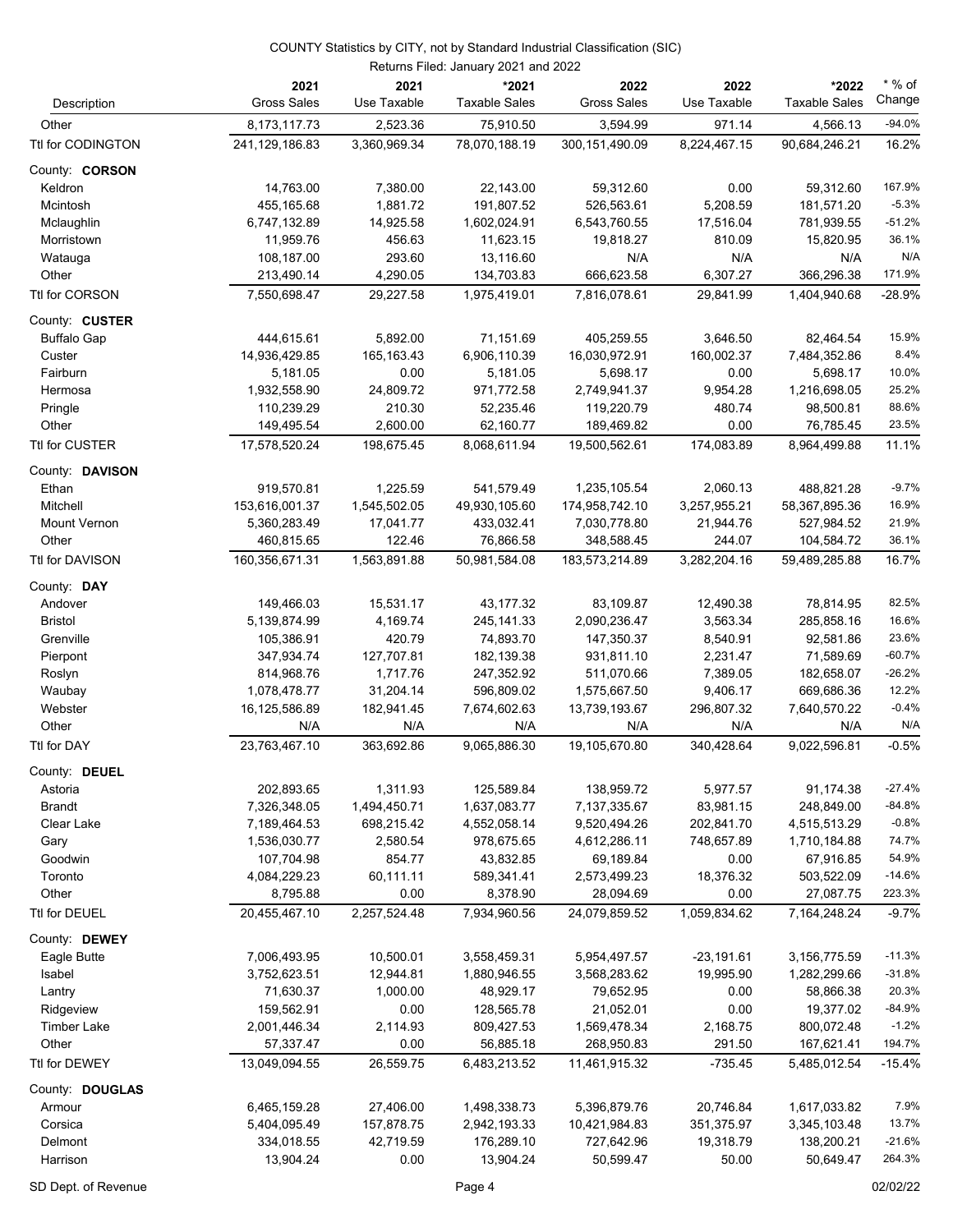COUNTY Statistics by CITY, not by Standard Industrial Classification (SIC)

Returns Filed: January 2021 and 2022

| Description | 2021 Gross Sales | 2021 Use Taxable | *2021 Taxable Sales | 2022 Gross Sales | 2022 Use Taxable | *2022 Taxable Sales | * % of Change |
|---|---|---|---|---|---|---|---|
| Other | 8,173,117.73 | 2,523.36 | 75,910.50 | 3,594.99 | 971.14 | 4,566.13 | -94.0% |
| Ttl for CODINGTON | 241,129,186.83 | 3,360,969.34 | 78,070,188.19 | 300,151,490.09 | 8,224,467.15 | 90,684,246.21 | 16.2% |
| County: **CORSON** | | | | | | | |
| Keldron | 14,763.00 | 7,380.00 | 22,143.00 | 59,312.60 | 0.00 | 59,312.60 | 167.9% |
| Mcintosh | 455,165.68 | 1,881.72 | 191,807.52 | 526,563.61 | 5,208.59 | 181,571.20 | -5.3% |
| Mclaughlin | 6,747,132.89 | 14,925.58 | 1,602,024.91 | 6,543,760.55 | 17,516.04 | 781,939.55 | -51.2% |
| Morristown | 11,959.76 | 456.63 | 11,623.15 | 19,818.27 | 810.09 | 15,820.95 | 36.1% |
| Watauga | 108,187.00 | 293.60 | 13,116.60 | N/A | N/A | N/A | N/A |
| Other | 213,490.14 | 4,290.05 | 134,703.83 | 666,623.58 | 6,307.27 | 366,296.38 | 171.9% |
| Ttl for CORSON | 7,550,698.47 | 29,227.58 | 1,975,419.01 | 7,816,078.61 | 29,841.99 | 1,404,940.68 | -28.9% |
| County: **CUSTER** | | | | | | | |
| Buffalo Gap | 444,615.61 | 5,892.00 | 71,151.69 | 405,259.55 | 3,646.50 | 82,464.54 | 15.9% |
| Custer | 14,936,429.85 | 165,163.43 | 6,906,110.39 | 16,030,972.91 | 160,002.37 | 7,484,352.86 | 8.4% |
| Fairburn | 5,181.05 | 0.00 | 5,181.05 | 5,698.17 | 0.00 | 5,698.17 | 10.0% |
| Hermosa | 1,932,558.90 | 24,809.72 | 971,772.58 | 2,749,941.37 | 9,954.28 | 1,216,698.05 | 25.2% |
| Pringle | 110,239.29 | 210.30 | 52,235.46 | 119,220.79 | 480.74 | 98,500.81 | 88.6% |
| Other | 149,495.54 | 2,600.00 | 62,160.77 | 189,469.82 | 0.00 | 76,785.45 | 23.5% |
| Ttl for CUSTER | 17,578,520.24 | 198,675.45 | 8,068,611.94 | 19,500,562.61 | 174,083.89 | 8,964,499.88 | 11.1% |
| County: **DAVISON** | | | | | | | |
| Ethan | 919,570.81 | 1,225.59 | 541,579.49 | 1,235,105.54 | 2,060.13 | 488,821.28 | -9.7% |
| Mitchell | 153,616,001.37 | 1,545,502.05 | 49,930,105.60 | 174,958,742.10 | 3,257,955.21 | 58,367,895.36 | 16.9% |
| Mount Vernon | 5,360,283.49 | 17,041.77 | 433,032.41 | 7,030,778.80 | 21,944.76 | 527,984.52 | 21.9% |
| Other | 460,815.65 | 122.46 | 76,866.58 | 348,588.45 | 244.07 | 104,584.72 | 36.1% |
| Ttl for DAVISON | 160,356,671.31 | 1,563,891.88 | 50,981,584.08 | 183,573,214.89 | 3,282,204.16 | 59,489,285.88 | 16.7% |
| County: **DAY** | | | | | | | |
| Andover | 149,466.03 | 15,531.17 | 43,177.32 | 83,109.87 | 12,490.38 | 78,814.95 | 82.5% |
| Bristol | 5,139,874.99 | 4,169.74 | 245,141.33 | 2,090,236.47 | 3,563.34 | 285,858.16 | 16.6% |
| Grenville | 105,386.91 | 420.79 | 74,893.70 | 147,350.37 | 8,540.91 | 92,581.86 | 23.6% |
| Pierpont | 347,934.74 | 127,707.81 | 182,139.38 | 931,811.10 | 2,231.47 | 71,589.69 | -60.7% |
| Roslyn | 814,968.76 | 1,717.76 | 247,352.92 | 511,070.66 | 7,389.05 | 182,658.07 | -26.2% |
| Waubay | 1,078,478.77 | 31,204.14 | 596,809.02 | 1,575,667.50 | 9,406.17 | 669,686.36 | 12.2% |
| Webster | 16,125,586.89 | 182,941.45 | 7,674,602.63 | 13,739,193.67 | 296,807.32 | 7,640,570.22 | -0.4% |
| Other | N/A | N/A | N/A | N/A | N/A | N/A | N/A |
| Ttl for DAY | 23,763,467.10 | 363,692.86 | 9,065,886.30 | 19,105,670.80 | 340,428.64 | 9,022,596.81 | -0.5% |
| County: **DEUEL** | | | | | | | |
| Astoria | 202,893.65 | 1,311.93 | 125,589.84 | 138,959.72 | 5,977.57 | 91,174.38 | -27.4% |
| Brandt | 7,326,348.05 | 1,494,450.71 | 1,637,083.77 | 7,137,335.67 | 83,981.15 | 248,849.00 | -84.8% |
| Clear Lake | 7,189,464.53 | 698,215.42 | 4,552,058.14 | 9,520,494.26 | 202,841.70 | 4,515,513.29 | -0.8% |
| Gary | 1,536,030.77 | 2,580.54 | 978,675.65 | 4,612,286.11 | 748,657.89 | 1,710,184.88 | 74.7% |
| Goodwin | 107,704.98 | 854.77 | 43,832.85 | 69,189.84 | 0.00 | 67,916.85 | 54.9% |
| Toronto | 4,084,229.23 | 60,111.11 | 589,341.41 | 2,573,499.23 | 18,376.32 | 503,522.09 | -14.6% |
| Other | 8,795.88 | 0.00 | 8,378.90 | 28,094.69 | 0.00 | 27,087.75 | 223.3% |
| Ttl for DEUEL | 20,455,467.10 | 2,257,524.48 | 7,934,960.56 | 24,079,859.52 | 1,059,834.62 | 7,164,248.24 | -9.7% |
| County: **DEWEY** | | | | | | | |
| Eagle Butte | 7,006,493.95 | 10,500.01 | 3,558,459.31 | 5,954,497.57 | -23,191.61 | 3,156,775.59 | -11.3% |
| Isabel | 3,752,623.51 | 12,944.81 | 1,880,946.55 | 3,568,283.62 | 19,995.90 | 1,282,299.66 | -31.8% |
| Lantry | 71,630.37 | 1,000.00 | 48,929.17 | 79,652.95 | 0.00 | 58,866.38 | 20.3% |
| Ridgeview | 159,562.91 | 0.00 | 128,565.78 | 21,052.01 | 0.00 | 19,377.02 | -84.9% |
| Timber Lake | 2,001,446.34 | 2,114.93 | 809,427.53 | 1,569,478.34 | 2,168.75 | 800,072.48 | -1.2% |
| Other | 57,337.47 | 0.00 | 56,885.18 | 268,950.83 | 291.50 | 167,621.41 | 194.7% |
| Ttl for DEWEY | 13,049,094.55 | 26,559.75 | 6,483,213.52 | 11,461,915.32 | -735.45 | 5,485,012.54 | -15.4% |
| County: **DOUGLAS** | | | | | | | |
| Armour | 6,465,159.28 | 27,406.00 | 1,498,338.73 | 5,396,879.76 | 20,746.84 | 1,617,033.82 | 7.9% |
| Corsica | 5,404,095.49 | 157,878.75 | 2,942,193.33 | 10,421,984.83 | 351,375.97 | 3,345,103.48 | 13.7% |
| Delmont | 334,018.55 | 42,719.59 | 176,289.10 | 727,642.96 | 19,318.79 | 138,200.21 | -21.6% |
| Harrison | 13,904.24 | 0.00 | 13,904.24 | 50,599.47 | 50.00 | 50,649.47 | 264.3% |

SD Dept. of Revenue 02/02/22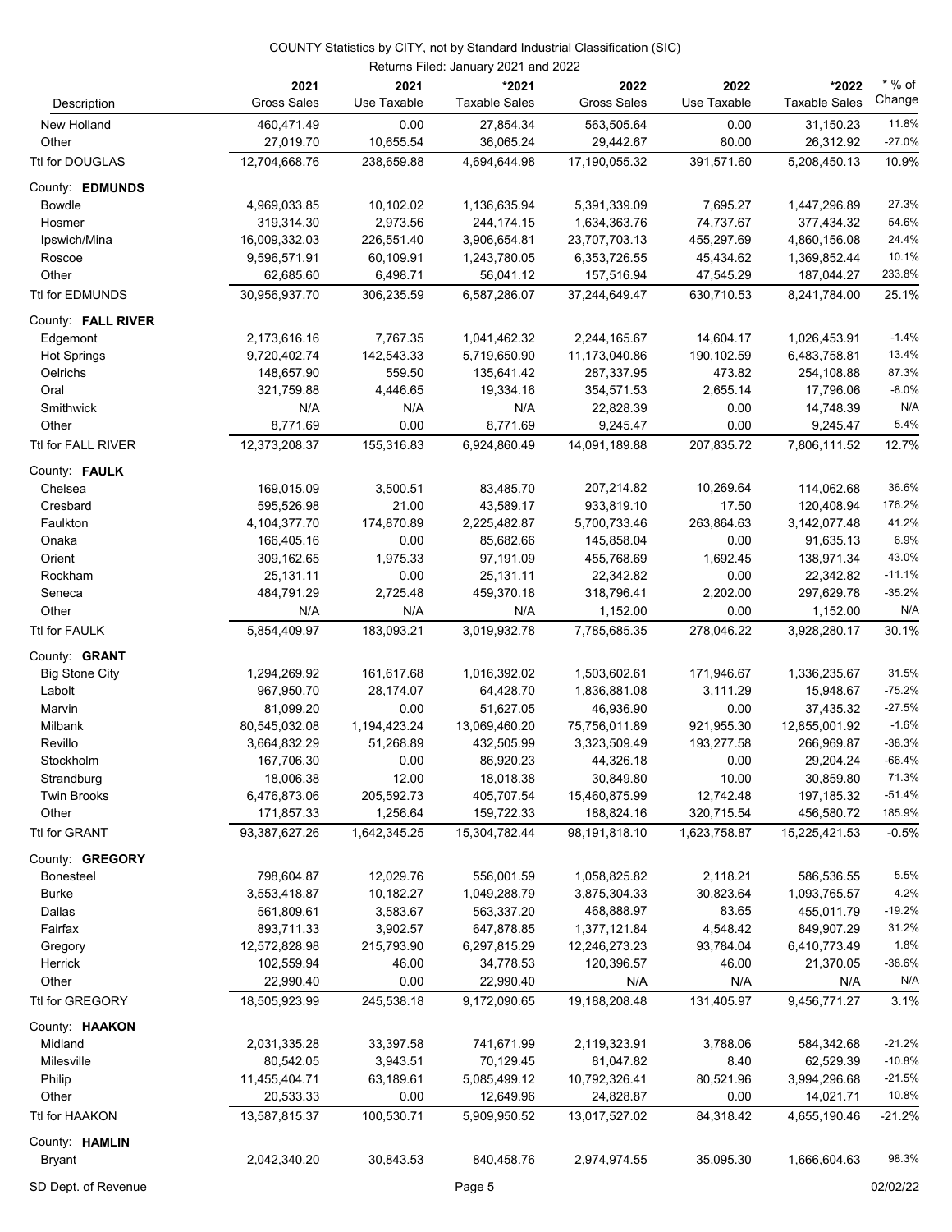COUNTY Statistics by CITY, not by Standard Industrial Classification (SIC)

Returns Filed: January 2021 and 2022

| Description | 2021 Gross Sales | 2021 Use Taxable | *2021 Taxable Sales | 2022 Gross Sales | 2022 Use Taxable | *2022 Taxable Sales | * % of Change |
|---|---|---|---|---|---|---|---|
| New Holland | 460,471.49 | 0.00 | 27,854.34 | 563,505.64 | 0.00 | 31,150.23 | 11.8% |
| Other | 27,019.70 | 10,655.54 | 36,065.24 | 29,442.67 | 80.00 | 26,312.92 | -27.0% |
| Ttl for DOUGLAS | 12,704,668.76 | 238,659.88 | 4,694,644.98 | 17,190,055.32 | 391,571.60 | 5,208,450.13 | 10.9% |
| County: **EDMUNDS** | | | | | | | |
| Bowdle | 4,969,033.85 | 10,102.02 | 1,136,635.94 | 5,391,339.09 | 7,695.27 | 1,447,296.89 | 27.3% |
| Hosmer | 319,314.30 | 2,973.56 | 244,174.15 | 1,634,363.76 | 74,737.67 | 377,434.32 | 54.6% |
| Ipswich/Mina | 16,009,332.03 | 226,551.40 | 3,906,654.81 | 23,707,703.13 | 455,297.69 | 4,860,156.08 | 24.4% |
| Roscoe | 9,596,571.91 | 60,109.91 | 1,243,780.05 | 6,353,726.55 | 45,434.62 | 1,369,852.44 | 10.1% |
| Other | 62,685.60 | 6,498.71 | 56,041.12 | 157,516.94 | 47,545.29 | 187,044.27 | 233.8% |
| Ttl for EDMUNDS | 30,956,937.70 | 306,235.59 | 6,587,286.07 | 37,244,649.47 | 630,710.53 | 8,241,784.00 | 25.1% |
| County: **FALL RIVER** | | | | | | | |
| Edgemont | 2,173,616.16 | 7,767.35 | 1,041,462.32 | 2,244,165.67 | 14,604.17 | 1,026,453.91 | -1.4% |
| Hot Springs | 9,720,402.74 | 142,543.33 | 5,719,650.90 | 11,173,040.86 | 190,102.59 | 6,483,758.81 | 13.4% |
| Oelrichs | 148,657.90 | 559.50 | 135,641.42 | 287,337.95 | 473.82 | 254,108.88 | 87.3% |
| Oral | 321,759.88 | 4,446.65 | 19,334.16 | 354,571.53 | 2,655.14 | 17,796.06 | -8.0% |
| Smithwick | N/A | N/A | N/A | 22,828.39 | 0.00 | 14,748.39 | N/A |
| Other | 8,771.69 | 0.00 | 8,771.69 | 9,245.47 | 0.00 | 9,245.47 | 5.4% |
| Ttl for FALL RIVER | 12,373,208.37 | 155,316.83 | 6,924,860.49 | 14,091,189.88 | 207,835.72 | 7,806,111.52 | 12.7% |
| County: **FAULK** | | | | | | | |
| Chelsea | 169,015.09 | 3,500.51 | 83,485.70 | 207,214.82 | 10,269.64 | 114,062.68 | 36.6% |
| Cresbard | 595,526.98 | 21.00 | 43,589.17 | 933,819.10 | 17.50 | 120,408.94 | 176.2% |
| Faulkton | 4,104,377.70 | 174,870.89 | 2,225,482.87 | 5,700,733.46 | 263,864.63 | 3,142,077.48 | 41.2% |
| Onaka | 166,405.16 | 0.00 | 85,682.66 | 145,858.04 | 0.00 | 91,635.13 | 6.9% |
| Orient | 309,162.65 | 1,975.33 | 97,191.09 | 455,768.69 | 1,692.45 | 138,971.34 | 43.0% |
| Rockham | 25,131.11 | 0.00 | 25,131.11 | 22,342.82 | 0.00 | 22,342.82 | -11.1% |
| Seneca | 484,791.29 | 2,725.48 | 459,370.18 | 318,796.41 | 2,202.00 | 297,629.78 | -35.2% |
| Other | N/A | N/A | N/A | 1,152.00 | 0.00 | 1,152.00 | N/A |
| Ttl for FAULK | 5,854,409.97 | 183,093.21 | 3,019,932.78 | 7,785,685.35 | 278,046.22 | 3,928,280.17 | 30.1% |
| County: **GRANT** | | | | | | | |
| Big Stone City | 1,294,269.92 | 161,617.68 | 1,016,392.02 | 1,503,602.61 | 171,946.67 | 1,336,235.67 | 31.5% |
| Labolt | 967,950.70 | 28,174.07 | 64,428.70 | 1,836,881.08 | 3,111.29 | 15,948.67 | -75.2% |
| Marvin | 81,099.20 | 0.00 | 51,627.05 | 46,936.90 | 0.00 | 37,435.32 | -27.5% |
| Milbank | 80,545,032.08 | 1,194,423.24 | 13,069,460.20 | 75,756,011.89 | 921,955.30 | 12,855,001.92 | -1.6% |
| Revillo | 3,664,832.29 | 51,268.89 | 432,505.99 | 3,323,509.49 | 193,277.58 | 266,969.87 | -38.3% |
| Stockholm | 167,706.30 | 0.00 | 86,920.23 | 44,326.18 | 0.00 | 29,204.24 | -66.4% |
| Strandburg | 18,006.38 | 12.00 | 18,018.38 | 30,849.80 | 10.00 | 30,859.80 | 71.3% |
| Twin Brooks | 6,476,873.06 | 205,592.73 | 405,707.54 | 15,460,875.99 | 12,742.48 | 197,185.32 | -51.4% |
| Other | 171,857.33 | 1,256.64 | 159,722.33 | 188,824.16 | 320,715.54 | 456,580.72 | 185.9% |
| Ttl for GRANT | 93,387,627.26 | 1,642,345.25 | 15,304,782.44 | 98,191,818.10 | 1,623,758.87 | 15,225,421.53 | -0.5% |
| County: **GREGORY** | | | | | | | |
| Bonesteel | 798,604.87 | 12,029.76 | 556,001.59 | 1,058,825.82 | 2,118.21 | 586,536.55 | 5.5% |
| Burke | 3,553,418.87 | 10,182.27 | 1,049,288.79 | 3,875,304.33 | 30,823.64 | 1,093,765.57 | 4.2% |
| Dallas | 561,809.61 | 3,583.67 | 563,337.20 | 468,888.97 | 83.65 | 455,011.79 | -19.2% |
| Fairfax | 893,711.33 | 3,902.57 | 647,878.85 | 1,377,121.84 | 4,548.42 | 849,907.29 | 31.2% |
| Gregory | 12,572,828.98 | 215,793.90 | 6,297,815.29 | 12,246,273.23 | 93,784.04 | 6,410,773.49 | 1.8% |
| Herrick | 102,559.94 | 46.00 | 34,778.53 | 120,396.57 | 46.00 | 21,370.05 | -38.6% |
| Other | 22,990.40 | 0.00 | 22,990.40 | N/A | N/A | N/A | N/A |
| Ttl for GREGORY | 18,505,923.99 | 245,538.18 | 9,172,090.65 | 19,188,208.48 | 131,405.97 | 9,456,771.27 | 3.1% |
| County: **HAAKON** | | | | | | | |
| Midland | 2,031,335.28 | 33,397.58 | 741,671.99 | 2,119,323.91 | 3,788.06 | 584,342.68 | -21.2% |
| Milesville | 80,542.05 | 3,943.51 | 70,129.45 | 81,047.82 | 8.40 | 62,529.39 | -10.8% |
| Philip | 11,455,404.71 | 63,189.61 | 5,085,499.12 | 10,792,326.41 | 80,521.96 | 3,994,296.68 | -21.5% |
| Other | 20,533.33 | 0.00 | 12,649.96 | 24,828.87 | 0.00 | 14,021.71 | 10.8% |
| Ttl for HAAKON | 13,587,815.37 | 100,530.71 | 5,909,950.52 | 13,017,527.02 | 84,318.42 | 4,655,190.46 | -21.2% |
| County: **HAMLIN** | | | | | | | |
| Bryant | 2,042,340.20 | 30,843.53 | 840,458.76 | 2,974,974.55 | 35,095.30 | 1,666,604.63 | 98.3% |

SD Dept. of Revenue — 02/02/22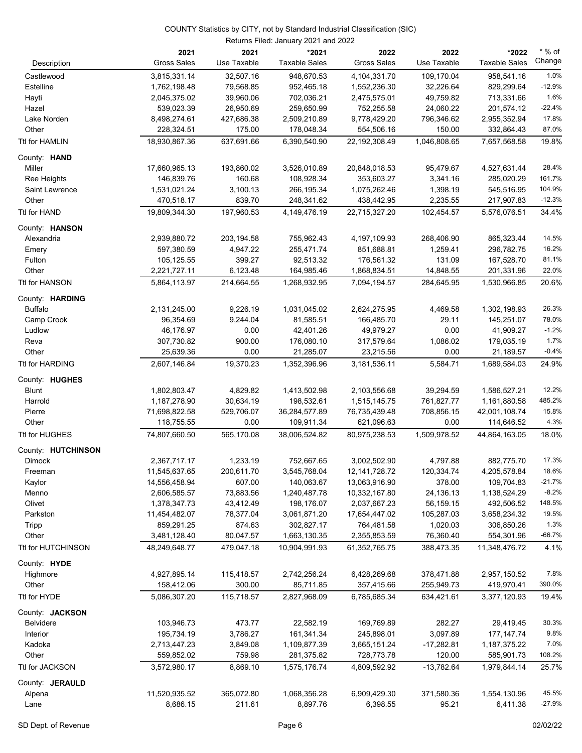COUNTY Statistics by CITY, not by Standard Industrial Classification (SIC)

Returns Filed: January 2021 and 2022

| Description | 2021 Gross Sales | 2021 Use Taxable | *2021 Taxable Sales | 2022 Gross Sales | 2022 Use Taxable | *2022 Taxable Sales | * % of Change |
|---|---|---|---|---|---|---|---|
| Castlewood | 3,815,331.14 | 32,507.16 | 948,670.53 | 4,104,331.70 | 109,170.04 | 958,541.16 | 1.0% |
| Estelline | 1,762,198.48 | 79,568.85 | 952,465.18 | 1,552,236.30 | 32,226.64 | 829,299.64 | -12.9% |
| Hayti | 2,045,375.02 | 39,960.06 | 702,036.21 | 2,475,575.01 | 49,759.82 | 713,331.66 | 1.6% |
| Hazel | 539,023.39 | 26,950.69 | 259,650.99 | 752,255.58 | 24,060.22 | 201,574.12 | -22.4% |
| Lake Norden | 8,498,274.61 | 427,686.38 | 2,509,210.89 | 9,778,429.20 | 796,346.62 | 2,955,352.94 | 17.8% |
| Other | 228,324.51 | 175.00 | 178,048.34 | 554,506.16 | 150.00 | 332,864.43 | 87.0% |
| Ttl for HAMLIN | 18,930,867.36 | 637,691.66 | 6,390,540.90 | 22,192,308.49 | 1,046,808.65 | 7,657,568.58 | 19.8% |
| County: **HAND** | | | | | | | |
| Miller | 17,660,965.13 | 193,860.02 | 3,526,010.89 | 20,848,018.53 | 95,479.67 | 4,527,631.44 | 28.4% |
| Ree Heights | 146,839.76 | 160.68 | 108,928.34 | 353,603.27 | 3,341.16 | 285,020.29 | 161.7% |
| Saint Lawrence | 1,531,021.24 | 3,100.13 | 266,195.34 | 1,075,262.46 | 1,398.19 | 545,516.95 | 104.9% |
| Other | 470,518.17 | 839.70 | 248,341.62 | 438,442.95 | 2,235.55 | 217,907.83 | -12.3% |
| Ttl for HAND | 19,809,344.30 | 197,960.53 | 4,149,476.19 | 22,715,327.20 | 102,454.57 | 5,576,076.51 | 34.4% |
| County: **HANSON** | | | | | | | |
| Alexandria | 2,939,880.72 | 203,194.58 | 755,962.43 | 4,197,109.93 | 268,406.90 | 865,323.44 | 14.5% |
| Emery | 597,380.59 | 4,947.22 | 255,471.74 | 851,688.81 | 1,259.41 | 296,782.75 | 16.2% |
| Fulton | 105,125.55 | 399.27 | 92,513.32 | 176,561.32 | 131.09 | 167,528.70 | 81.1% |
| Other | 2,221,727.11 | 6,123.48 | 164,985.46 | 1,868,834.51 | 14,848.55 | 201,331.96 | 22.0% |
| Ttl for HANSON | 5,864,113.97 | 214,664.55 | 1,268,932.95 | 7,094,194.57 | 284,645.95 | 1,530,966.85 | 20.6% |
| County: **HARDING** | | | | | | | |
| Buffalo | 2,131,245.00 | 9,226.19 | 1,031,045.02 | 2,624,275.95 | 4,469.58 | 1,302,198.93 | 26.3% |
| Camp Crook | 96,354.69 | 9,244.04 | 81,585.51 | 166,485.70 | 29.11 | 145,251.07 | 78.0% |
| Ludlow | 46,176.97 | 0.00 | 42,401.26 | 49,979.27 | 0.00 | 41,909.27 | -1.2% |
| Reva | 307,730.82 | 900.00 | 176,080.10 | 317,579.64 | 1,086.02 | 179,035.19 | 1.7% |
| Other | 25,639.36 | 0.00 | 21,285.07 | 23,215.56 | 0.00 | 21,189.57 | -0.4% |
| Ttl for HARDING | 2,607,146.84 | 19,370.23 | 1,352,396.96 | 3,181,536.11 | 5,584.71 | 1,689,584.03 | 24.9% |
| County: **HUGHES** | | | | | | | |
| Blunt | 1,802,803.47 | 4,829.82 | 1,413,502.98 | 2,103,556.68 | 39,294.59 | 1,586,527.21 | 12.2% |
| Harrold | 1,187,278.90 | 30,634.19 | 198,532.61 | 1,515,145.75 | 761,827.77 | 1,161,880.58 | 485.2% |
| Pierre | 71,698,822.58 | 529,706.07 | 36,284,577.89 | 76,735,439.48 | 708,856.15 | 42,001,108.74 | 15.8% |
| Other | 118,755.55 | 0.00 | 109,911.34 | 621,096.63 | 0.00 | 114,646.52 | 4.3% |
| Ttl for HUGHES | 74,807,660.50 | 565,170.08 | 38,006,524.82 | 80,975,238.53 | 1,509,978.52 | 44,864,163.05 | 18.0% |
| County: **HUTCHINSON** | | | | | | | |
| Dimock | 2,367,717.17 | 1,233.19 | 752,667.65 | 3,002,502.90 | 4,797.88 | 882,775.70 | 17.3% |
| Freeman | 11,545,637.65 | 200,611.70 | 3,545,768.04 | 12,141,728.72 | 120,334.74 | 4,205,578.84 | 18.6% |
| Kaylor | 14,556,458.94 | 607.00 | 140,063.67 | 13,063,916.90 | 378.00 | 109,704.83 | -21.7% |
| Menno | 2,606,585.57 | 73,883.56 | 1,240,487.78 | 10,332,167.80 | 24,136.13 | 1,138,524.29 | -8.2% |
| Olivet | 1,378,347.73 | 43,412.49 | 198,176.07 | 2,037,667.23 | 56,159.15 | 492,506.52 | 148.5% |
| Parkston | 11,454,482.07 | 78,377.04 | 3,061,871.20 | 17,654,447.02 | 105,287.03 | 3,658,234.32 | 19.5% |
| Tripp | 859,291.25 | 874.63 | 302,827.17 | 764,481.58 | 1,020.03 | 306,850.26 | 1.3% |
| Other | 3,481,128.40 | 80,047.57 | 1,663,130.35 | 2,355,853.59 | 76,360.40 | 554,301.96 | -66.7% |
| Ttl for HUTCHINSON | 48,249,648.77 | 479,047.18 | 10,904,991.93 | 61,352,765.75 | 388,473.35 | 11,348,476.72 | 4.1% |
| County: **HYDE** | | | | | | | |
| Highmore | 4,927,895.14 | 115,418.57 | 2,742,256.24 | 6,428,269.68 | 378,471.88 | 2,957,150.52 | 7.8% |
| Other | 158,412.06 | 300.00 | 85,711.85 | 357,415.66 | 255,949.73 | 419,970.41 | 390.0% |
| Ttl for HYDE | 5,086,307.20 | 115,718.57 | 2,827,968.09 | 6,785,685.34 | 634,421.61 | 3,377,120.93 | 19.4% |
| County: **JACKSON** | | | | | | | |
| Belvidere | 103,946.73 | 473.77 | 22,582.19 | 169,769.89 | 282.27 | 29,419.45 | 30.3% |
| Interior | 195,734.19 | 3,786.27 | 161,341.34 | 245,898.01 | 3,097.89 | 177,147.74 | 9.8% |
| Kadoka | 2,713,447.23 | 3,849.08 | 1,109,877.39 | 3,665,151.24 | -17,282.81 | 1,187,375.22 | 7.0% |
| Other | 559,852.02 | 759.98 | 281,375.82 | 728,773.78 | 120.00 | 585,901.73 | 108.2% |
| Ttl for JACKSON | 3,572,980.17 | 8,869.10 | 1,575,176.74 | 4,809,592.92 | -13,782.64 | 1,979,844.14 | 25.7% |
| County: **JERAULD** | | | | | | | |
| Alpena | 11,520,935.52 | 365,072.80 | 1,068,356.28 | 6,909,429.30 | 371,580.36 | 1,554,130.96 | 45.5% |
| Lane | 8,686.15 | 211.61 | 8,897.76 | 6,398.55 | 95.21 | 6,411.38 | -27.9% |

SD Dept. of Revenue 02/02/22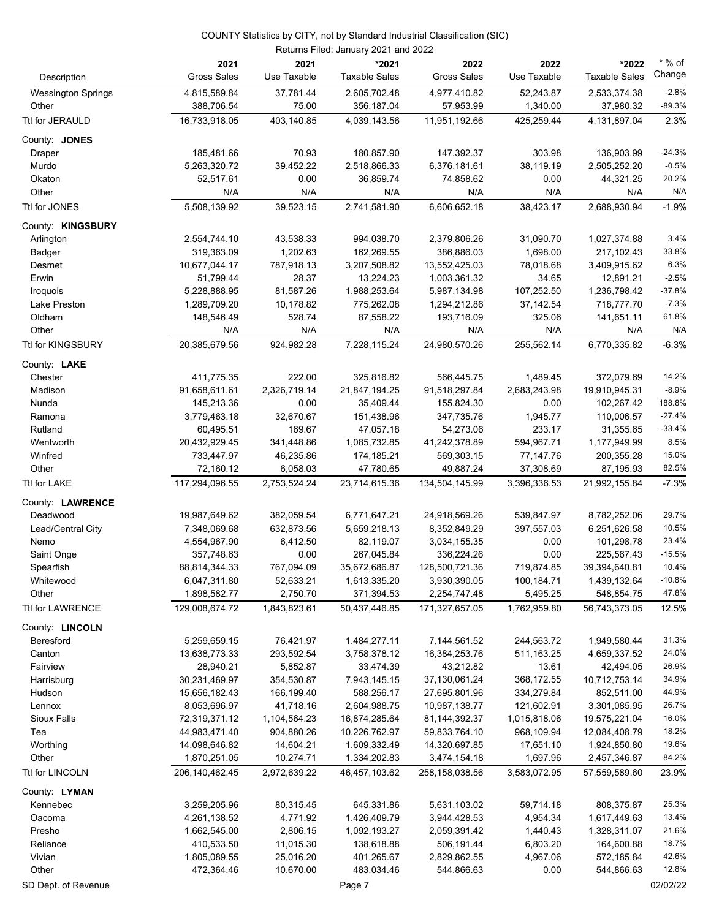COUNTY Statistics by CITY, not by Standard Industrial Classification (SIC)

Returns Filed: January 2021 and 2022

| Description | 2021 Gross Sales | 2021 Use Taxable | *2021 Taxable Sales | 2022 Gross Sales | 2022 Use Taxable | *2022 Taxable Sales | * % of Change |
|---|---|---|---|---|---|---|---|
| Wessington Springs | 4,815,589.84 | 37,781.44 | 2,605,702.48 | 4,977,410.82 | 52,243.87 | 2,533,374.38 | -2.8% |
| Other | 388,706.54 | 75.00 | 356,187.04 | 57,953.99 | 1,340.00 | 37,980.32 | -89.3% |
| Ttl for JERAULD | 16,733,918.05 | 403,140.85 | 4,039,143.56 | 11,951,192.66 | 425,259.44 | 4,131,897.04 | 2.3% |
| County: **JONES** | | | | | | | |
| Draper | 185,481.66 | 70.93 | 180,857.90 | 147,392.37 | 303.98 | 136,903.99 | -24.3% |
| Murdo | 5,263,320.72 | 39,452.22 | 2,518,866.33 | 6,376,181.61 | 38,119.19 | 2,505,252.20 | -0.5% |
| Okaton | 52,517.61 | 0.00 | 36,859.74 | 74,858.62 | 0.00 | 44,321.25 | 20.2% |
| Other | N/A | N/A | N/A | N/A | N/A | N/A | N/A |
| Ttl for JONES | 5,508,139.92 | 39,523.15 | 2,741,581.90 | 6,606,652.18 | 38,423.17 | 2,688,930.94 | -1.9% |
| County: **KINGSBURY** | | | | | | | |
| Arlington | 2,554,744.10 | 43,538.33 | 994,038.70 | 2,379,806.26 | 31,090.70 | 1,027,374.88 | 3.4% |
| Badger | 319,363.09 | 1,202.63 | 162,269.55 | 386,886.03 | 1,698.00 | 217,102.43 | 33.8% |
| Desmet | 10,677,044.17 | 787,918.13 | 3,207,508.82 | 13,552,425.03 | 78,018.68 | 3,409,915.62 | 6.3% |
| Erwin | 51,799.44 | 28.37 | 13,224.23 | 1,003,361.32 | 34.65 | 12,891.21 | -2.5% |
| Iroquois | 5,228,888.95 | 81,587.26 | 1,988,253.64 | 5,987,134.98 | 107,252.50 | 1,236,798.42 | -37.8% |
| Lake Preston | 1,289,709.20 | 10,178.82 | 775,262.08 | 1,294,212.86 | 37,142.54 | 718,777.70 | -7.3% |
| Oldham | 148,546.49 | 528.74 | 87,558.22 | 193,716.09 | 325.06 | 141,651.11 | 61.8% |
| Other | N/A | N/A | N/A | N/A | N/A | N/A | N/A |
| Ttl for KINGSBURY | 20,385,679.56 | 924,982.28 | 7,228,115.24 | 24,980,570.26 | 255,562.14 | 6,770,335.82 | -6.3% |
| County: **LAKE** | | | | | | | |
| Chester | 411,775.35 | 222.00 | 325,816.82 | 566,445.75 | 1,489.45 | 372,079.69 | 14.2% |
| Madison | 91,658,611.61 | 2,326,719.14 | 21,847,194.25 | 91,518,297.84 | 2,683,243.98 | 19,910,945.31 | -8.9% |
| Nunda | 145,213.36 | 0.00 | 35,409.44 | 155,824.30 | 0.00 | 102,267.42 | 188.8% |
| Ramona | 3,779,463.18 | 32,670.67 | 151,438.96 | 347,735.76 | 1,945.77 | 110,006.57 | -27.4% |
| Rutland | 60,495.51 | 169.67 | 47,057.18 | 54,273.06 | 233.17 | 31,355.65 | -33.4% |
| Wentworth | 20,432,929.45 | 341,448.86 | 1,085,732.85 | 41,242,378.89 | 594,967.71 | 1,177,949.99 | 8.5% |
| Winfred | 733,447.97 | 46,235.86 | 174,185.21 | 569,303.15 | 77,147.76 | 200,355.28 | 15.0% |
| Other | 72,160.12 | 6,058.03 | 47,780.65 | 49,887.24 | 37,308.69 | 87,195.93 | 82.5% |
| Ttl for LAKE | 117,294,096.55 | 2,753,524.24 | 23,714,615.36 | 134,504,145.99 | 3,396,336.53 | 21,992,155.84 | -7.3% |
| County: **LAWRENCE** | | | | | | | |
| Deadwood | 19,987,649.62 | 382,059.54 | 6,771,647.21 | 24,918,569.26 | 539,847.97 | 8,782,252.06 | 29.7% |
| Lead/Central City | 7,348,069.68 | 632,873.56 | 5,659,218.13 | 8,352,849.29 | 397,557.03 | 6,251,626.58 | 10.5% |
| Nemo | 4,554,967.90 | 6,412.50 | 82,119.07 | 3,034,155.35 | 0.00 | 101,298.78 | 23.4% |
| Saint Onge | 357,748.63 | 0.00 | 267,045.84 | 336,224.26 | 0.00 | 225,567.43 | -15.5% |
| Spearfish | 88,814,344.33 | 767,094.09 | 35,672,686.87 | 128,500,721.36 | 719,874.85 | 39,394,640.81 | 10.4% |
| Whitewood | 6,047,311.80 | 52,633.21 | 1,613,335.20 | 3,930,390.05 | 100,184.71 | 1,439,132.64 | -10.8% |
| Other | 1,898,582.77 | 2,750.70 | 371,394.53 | 2,254,747.48 | 5,495.25 | 548,854.75 | 47.8% |
| Ttl for LAWRENCE | 129,008,674.72 | 1,843,823.61 | 50,437,446.85 | 171,327,657.05 | 1,762,959.80 | 56,743,373.05 | 12.5% |
| County: **LINCOLN** | | | | | | | |
| Beresford | 5,259,659.15 | 76,421.97 | 1,484,277.11 | 7,144,561.52 | 244,563.72 | 1,949,580.44 | 31.3% |
| Canton | 13,638,773.33 | 293,592.54 | 3,758,378.12 | 16,384,253.76 | 511,163.25 | 4,659,337.52 | 24.0% |
| Fairview | 28,940.21 | 5,852.87 | 33,474.39 | 43,212.82 | 13.61 | 42,494.05 | 26.9% |
| Harrisburg | 30,231,469.97 | 354,530.87 | 7,943,145.15 | 37,130,061.24 | 368,172.55 | 10,712,753.14 | 34.9% |
| Hudson | 15,656,182.43 | 166,199.40 | 588,256.17 | 27,695,801.96 | 334,279.84 | 852,511.00 | 44.9% |
| Lennox | 8,053,696.97 | 41,718.16 | 2,604,988.75 | 10,987,138.77 | 121,602.91 | 3,301,085.95 | 26.7% |
| Sioux Falls | 72,319,371.12 | 1,104,564.23 | 16,874,285.64 | 81,144,392.37 | 1,015,818.06 | 19,575,221.04 | 16.0% |
| Tea | 44,983,471.40 | 904,880.26 | 10,226,762.97 | 59,833,764.10 | 968,109.94 | 12,084,408.79 | 18.2% |
| Worthing | 14,098,646.82 | 14,604.21 | 1,609,332.49 | 14,320,697.85 | 17,651.10 | 1,924,850.80 | 19.6% |
| Other | 1,870,251.05 | 10,274.71 | 1,334,202.83 | 3,474,154.18 | 1,697.96 | 2,457,346.87 | 84.2% |
| Ttl for LINCOLN | 206,140,462.45 | 2,972,639.22 | 46,457,103.62 | 258,158,038.56 | 3,583,072.95 | 57,559,589.60 | 23.9% |
| County: **LYMAN** | | | | | | | |
| Kennebec | 3,259,205.96 | 80,315.45 | 645,331.86 | 5,631,103.02 | 59,714.18 | 808,375.87 | 25.3% |
| Oacoma | 4,261,138.52 | 4,771.92 | 1,426,409.79 | 3,944,428.53 | 4,954.34 | 1,617,449.63 | 13.4% |
| Presho | 1,662,545.00 | 2,806.15 | 1,092,193.27 | 2,059,391.42 | 1,440.43 | 1,328,311.07 | 21.6% |
| Reliance | 410,533.50 | 11,015.30 | 138,618.88 | 506,191.44 | 6,803.20 | 164,600.88 | 18.7% |
| Vivian | 1,805,089.55 | 25,016.20 | 401,265.67 | 2,829,862.55 | 4,967.06 | 572,185.84 | 42.6% |
| Other | 472,364.46 | 10,670.00 | 483,034.46 | 544,866.63 | 0.00 | 544,866.63 | 12.8% |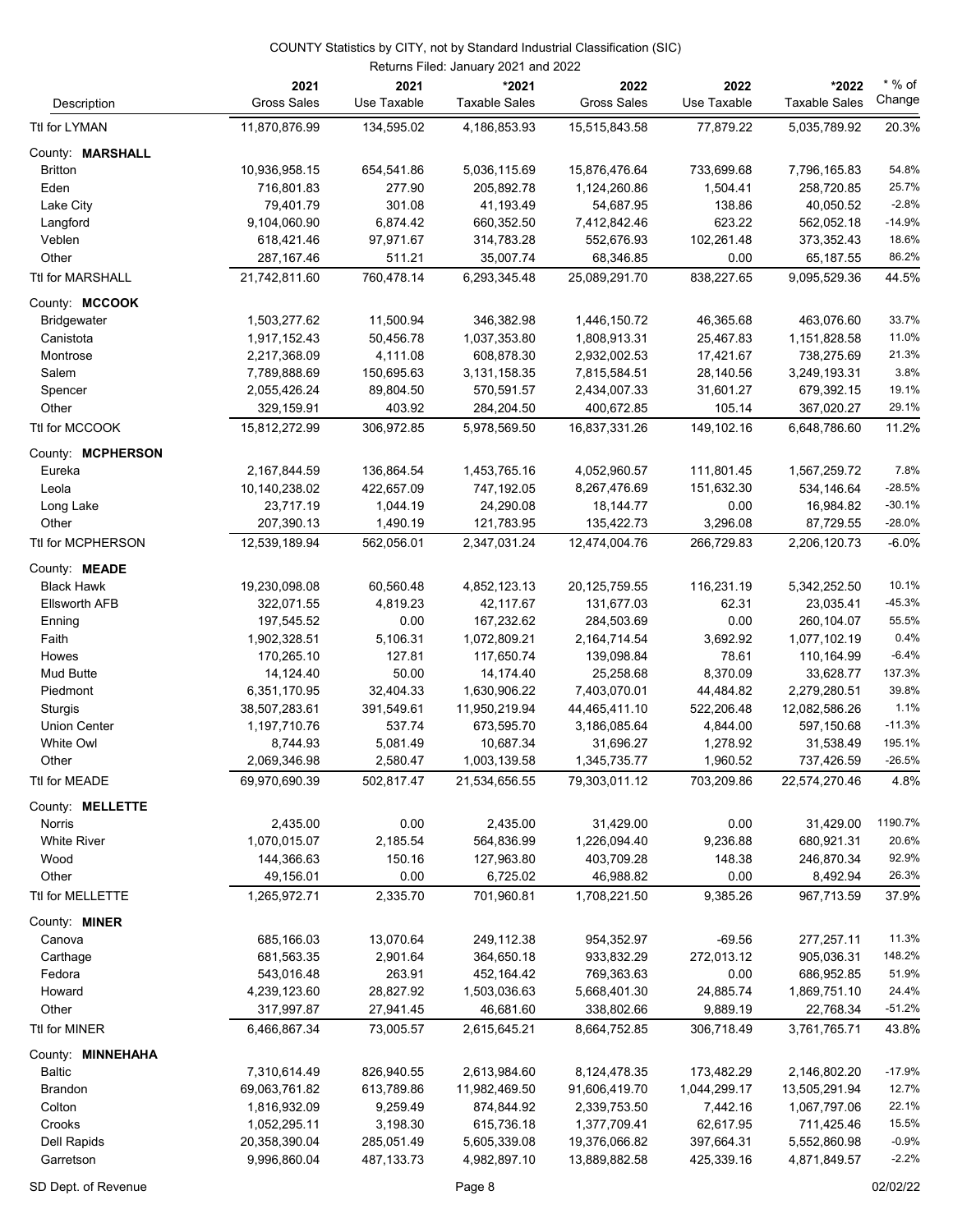COUNTY Statistics by CITY, not by Standard Industrial Classification (SIC)

Returns Filed: January 2021 and 2022

| Description | 2021 Gross Sales | 2021 Use Taxable | *2021 Taxable Sales | 2022 Gross Sales | 2022 Use Taxable | *2022 Taxable Sales | * % of Change |
|---|---|---|---|---|---|---|---|
| Ttl for LYMAN | 11,870,876.99 | 134,595.02 | 4,186,853.93 | 15,515,843.58 | 77,879.22 | 5,035,789.92 | 20.3% |
| County: **MARSHALL** | | | | | | | |
| Britton | 10,936,958.15 | 654,541.86 | 5,036,115.69 | 15,876,476.64 | 733,699.68 | 7,796,165.83 | 54.8% |
| Eden | 716,801.83 | 277.90 | 205,892.78 | 1,124,260.86 | 1,504.41 | 258,720.85 | 25.7% |
| Lake City | 79,401.79 | 301.08 | 41,193.49 | 54,687.95 | 138.86 | 40,050.52 | -2.8% |
| Langford | 9,104,060.90 | 6,874.42 | 660,352.50 | 7,412,842.46 | 623.22 | 562,052.18 | -14.9% |
| Veblen | 618,421.46 | 97,971.67 | 314,783.28 | 552,676.93 | 102,261.48 | 373,352.43 | 18.6% |
| Other | 287,167.46 | 511.21 | 35,007.74 | 68,346.85 | 0.00 | 65,187.55 | 86.2% |
| Ttl for MARSHALL | 21,742,811.60 | 760,478.14 | 6,293,345.48 | 25,089,291.70 | 838,227.65 | 9,095,529.36 | 44.5% |
| County: **MCCOOK** | | | | | | | |
| Bridgewater | 1,503,277.62 | 11,500.94 | 346,382.98 | 1,446,150.72 | 46,365.68 | 463,076.60 | 33.7% |
| Canistota | 1,917,152.43 | 50,456.78 | 1,037,353.80 | 1,808,913.31 | 25,467.83 | 1,151,828.58 | 11.0% |
| Montrose | 2,217,368.09 | 4,111.08 | 608,878.30 | 2,932,002.53 | 17,421.67 | 738,275.69 | 21.3% |
| Salem | 7,789,888.69 | 150,695.63 | 3,131,158.35 | 7,815,584.51 | 28,140.56 | 3,249,193.31 | 3.8% |
| Spencer | 2,055,426.24 | 89,804.50 | 570,591.57 | 2,434,007.33 | 31,601.27 | 679,392.15 | 19.1% |
| Other | 329,159.91 | 403.92 | 284,204.50 | 400,672.85 | 105.14 | 367,020.27 | 29.1% |
| Ttl for MCCOOK | 15,812,272.99 | 306,972.85 | 5,978,569.50 | 16,837,331.26 | 149,102.16 | 6,648,786.60 | 11.2% |
| County: **MCPHERSON** | | | | | | | |
| Eureka | 2,167,844.59 | 136,864.54 | 1,453,765.16 | 4,052,960.57 | 111,801.45 | 1,567,259.72 | 7.8% |
| Leola | 10,140,238.02 | 422,657.09 | 747,192.05 | 8,267,476.69 | 151,632.30 | 534,146.64 | -28.5% |
| Long Lake | 23,717.19 | 1,044.19 | 24,290.08 | 18,144.77 | 0.00 | 16,984.82 | -30.1% |
| Other | 207,390.13 | 1,490.19 | 121,783.95 | 135,422.73 | 3,296.08 | 87,729.55 | -28.0% |
| Ttl for MCPHERSON | 12,539,189.94 | 562,056.01 | 2,347,031.24 | 12,474,004.76 | 266,729.83 | 2,206,120.73 | -6.0% |
| County: **MEADE** | | | | | | | |
| Black Hawk | 19,230,098.08 | 60,560.48 | 4,852,123.13 | 20,125,759.55 | 116,231.19 | 5,342,252.50 | 10.1% |
| Ellsworth AFB | 322,071.55 | 4,819.23 | 42,117.67 | 131,677.03 | 62.31 | 23,035.41 | -45.3% |
| Enning | 197,545.52 | 0.00 | 167,232.62 | 284,503.69 | 0.00 | 260,104.07 | 55.5% |
| Faith | 1,902,328.51 | 5,106.31 | 1,072,809.21 | 2,164,714.54 | 3,692.92 | 1,077,102.19 | 0.4% |
| Howes | 170,265.10 | 127.81 | 117,650.74 | 139,098.84 | 78.61 | 110,164.99 | -6.4% |
| Mud Butte | 14,124.40 | 50.00 | 14,174.40 | 25,258.68 | 8,370.09 | 33,628.77 | 137.3% |
| Piedmont | 6,351,170.95 | 32,404.33 | 1,630,906.22 | 7,403,070.01 | 44,484.82 | 2,279,280.51 | 39.8% |
| Sturgis | 38,507,283.61 | 391,549.61 | 11,950,219.94 | 44,465,411.10 | 522,206.48 | 12,082,586.26 | 1.1% |
| Union Center | 1,197,710.76 | 537.74 | 673,595.70 | 3,186,085.64 | 4,844.00 | 597,150.68 | -11.3% |
| White Owl | 8,744.93 | 5,081.49 | 10,687.34 | 31,696.27 | 1,278.92 | 31,538.49 | 195.1% |
| Other | 2,069,346.98 | 2,580.47 | 1,003,139.58 | 1,345,735.77 | 1,960.52 | 737,426.59 | -26.5% |
| Ttl for MEADE | 69,970,690.39 | 502,817.47 | 21,534,656.55 | 79,303,011.12 | 703,209.86 | 22,574,270.46 | 4.8% |
| County: **MELLETTE** | | | | | | | |
| Norris | 2,435.00 | 0.00 | 2,435.00 | 31,429.00 | 0.00 | 31,429.00 | 1190.7% |
| White River | 1,070,015.07 | 2,185.54 | 564,836.99 | 1,226,094.40 | 9,236.88 | 680,921.31 | 20.6% |
| Wood | 144,366.63 | 150.16 | 127,963.80 | 403,709.28 | 148.38 | 246,870.34 | 92.9% |
| Other | 49,156.01 | 0.00 | 6,725.02 | 46,988.82 | 0.00 | 8,492.94 | 26.3% |
| Ttl for MELLETTE | 1,265,972.71 | 2,335.70 | 701,960.81 | 1,708,221.50 | 9,385.26 | 967,713.59 | 37.9% |
| County: **MINER** | | | | | | | |
| Canova | 685,166.03 | 13,070.64 | 249,112.38 | 954,352.97 | -69.56 | 277,257.11 | 11.3% |
| Carthage | 681,563.35 | 2,901.64 | 364,650.18 | 933,832.29 | 272,013.12 | 905,036.31 | 148.2% |
| Fedora | 543,016.48 | 263.91 | 452,164.42 | 769,363.63 | 0.00 | 686,952.85 | 51.9% |
| Howard | 4,239,123.60 | 28,827.92 | 1,503,036.63 | 5,668,401.30 | 24,885.74 | 1,869,751.10 | 24.4% |
| Other | 317,997.87 | 27,941.45 | 46,681.60 | 338,802.66 | 9,889.19 | 22,768.34 | -51.2% |
| Ttl for MINER | 6,466,867.34 | 73,005.57 | 2,615,645.21 | 8,664,752.85 | 306,718.49 | 3,761,765.71 | 43.8% |
| County: **MINNEHAHA** | | | | | | | |
| Baltic | 7,310,614.49 | 826,940.55 | 2,613,984.60 | 8,124,478.35 | 173,482.29 | 2,146,802.20 | -17.9% |
| Brandon | 69,063,761.82 | 613,789.86 | 11,982,469.50 | 91,606,419.70 | 1,044,299.17 | 13,505,291.94 | 12.7% |
| Colton | 1,816,932.09 | 9,259.49 | 874,844.92 | 2,339,753.50 | 7,442.16 | 1,067,797.06 | 22.1% |
| Crooks | 1,052,295.11 | 3,198.30 | 615,736.18 | 1,377,709.41 | 62,617.95 | 711,425.46 | 15.5% |
| Dell Rapids | 20,358,390.04 | 285,051.49 | 5,605,339.08 | 19,376,066.82 | 397,664.31 | 5,552,860.98 | -0.9% |
| Garretson | 9,996,860.04 | 487,133.73 | 4,982,897.10 | 13,889,882.58 | 425,339.16 | 4,871,849.57 | -2.2% |

SD Dept. of Revenue — 02/02/22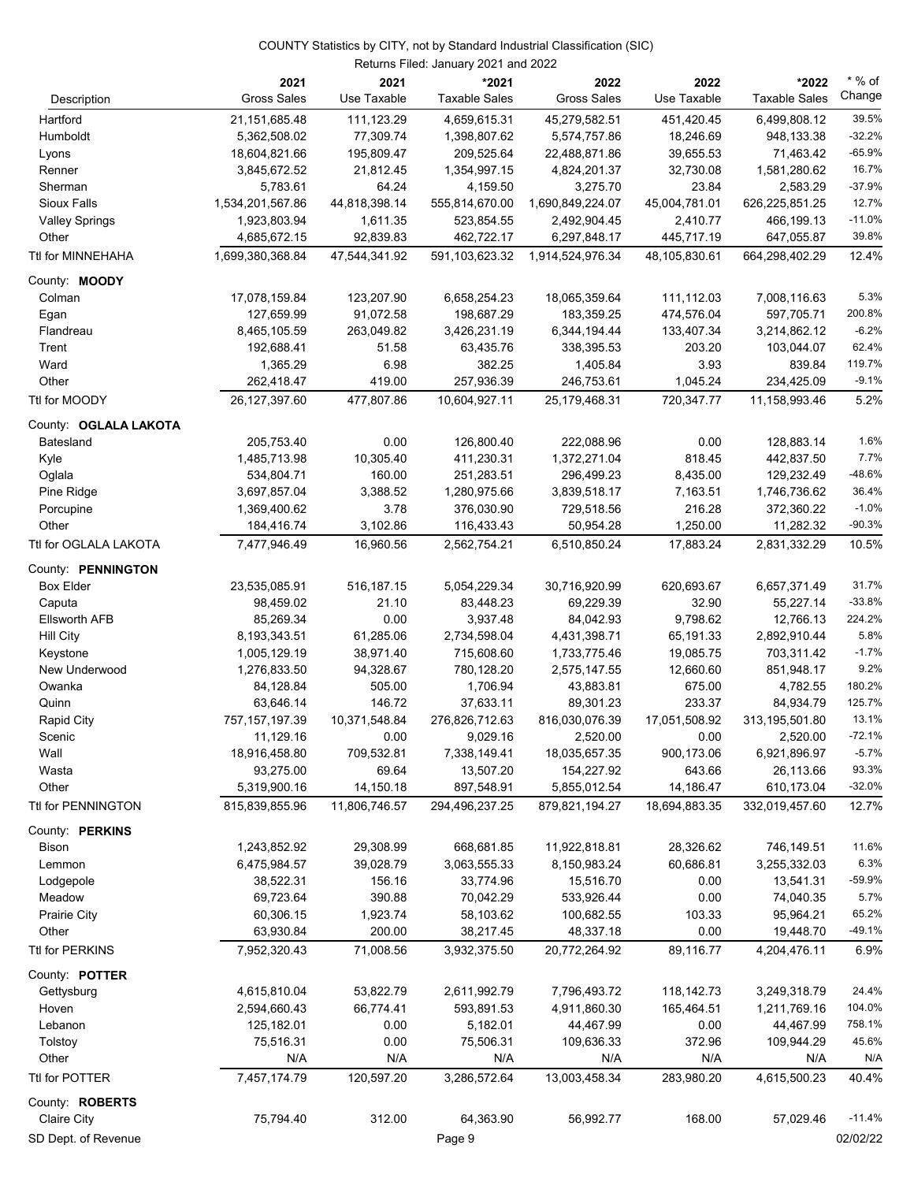COUNTY Statistics by CITY, not by Standard Industrial Classification (SIC)

Returns Filed: January 2021 and 2022

| Description | 2021 Gross Sales | 2021 Use Taxable | *2021 Taxable Sales | 2022 Gross Sales | 2022 Use Taxable | *2022 Taxable Sales | * % of Change |
|---|---|---|---|---|---|---|---|
| Hartford | 21,151,685.48 | 111,123.29 | 4,659,615.31 | 45,279,582.51 | 451,420.45 | 6,499,808.12 | 39.5% |
| Humboldt | 5,362,508.02 | 77,309.74 | 1,398,807.62 | 5,574,757.86 | 18,246.69 | 948,133.38 | -32.2% |
| Lyons | 18,604,821.66 | 195,809.47 | 209,525.64 | 22,488,871.86 | 39,655.53 | 71,463.42 | -65.9% |
| Renner | 3,845,672.52 | 21,812.45 | 1,354,997.15 | 4,824,201.37 | 32,730.08 | 1,581,280.62 | 16.7% |
| Sherman | 5,783.61 | 64.24 | 4,159.50 | 3,275.70 | 23.84 | 2,583.29 | -37.9% |
| Sioux Falls | 1,534,201,567.86 | 44,818,398.14 | 555,814,670.00 | 1,690,849,224.07 | 45,004,781.01 | 626,225,851.25 | 12.7% |
| Valley Springs | 1,923,803.94 | 1,611.35 | 523,854.55 | 2,492,904.45 | 2,410.77 | 466,199.13 | -11.0% |
| Other | 4,685,672.15 | 92,839.83 | 462,722.17 | 6,297,848.17 | 445,717.19 | 647,055.87 | 39.8% |
| Ttl for MINNEHAHA | 1,699,380,368.84 | 47,544,341.92 | 591,103,623.32 | 1,914,524,976.34 | 48,105,830.61 | 664,298,402.29 | 12.4% |
| County: **MOODY** | | | | | | | |
| Colman | 17,078,159.84 | 123,207.90 | 6,658,254.23 | 18,065,359.64 | 111,112.03 | 7,008,116.63 | 5.3% |
| Egan | 127,659.99 | 91,072.58 | 198,687.29 | 183,359.25 | 474,576.04 | 597,705.71 | 200.8% |
| Flandreau | 8,465,105.59 | 263,049.82 | 3,426,231.19 | 6,344,194.44 | 133,407.34 | 3,214,862.12 | -6.2% |
| Trent | 192,688.41 | 51.58 | 63,435.76 | 338,395.53 | 203.20 | 103,044.07 | 62.4% |
| Ward | 1,365.29 | 6.98 | 382.25 | 1,405.84 | 3.93 | 839.84 | 119.7% |
| Other | 262,418.47 | 419.00 | 257,936.39 | 246,753.61 | 1,045.24 | 234,425.09 | -9.1% |
| Ttl for MOODY | 26,127,397.60 | 477,807.86 | 10,604,927.11 | 25,179,468.31 | 720,347.77 | 11,158,993.46 | 5.2% |
| County: **OGLALA LAKOTA** | | | | | | | |
| Batesland | 205,753.40 | 0.00 | 126,800.40 | 222,088.96 | 0.00 | 128,883.14 | 1.6% |
| Kyle | 1,485,713.98 | 10,305.40 | 411,230.31 | 1,372,271.04 | 818.45 | 442,837.50 | 7.7% |
| Oglala | 534,804.71 | 160.00 | 251,283.51 | 296,499.23 | 8,435.00 | 129,232.49 | -48.6% |
| Pine Ridge | 3,697,857.04 | 3,388.52 | 1,280,975.66 | 3,839,518.17 | 7,163.51 | 1,746,736.62 | 36.4% |
| Porcupine | 1,369,400.62 | 3.78 | 376,030.90 | 729,518.56 | 216.28 | 372,360.22 | -1.0% |
| Other | 184,416.74 | 3,102.86 | 116,433.43 | 50,954.28 | 1,250.00 | 11,282.32 | -90.3% |
| Ttl for OGLALA LAKOTA | 7,477,946.49 | 16,960.56 | 2,562,754.21 | 6,510,850.24 | 17,883.24 | 2,831,332.29 | 10.5% |
| County: **PENNINGTON** | | | | | | | |
| Box Elder | 23,535,085.91 | 516,187.15 | 5,054,229.34 | 30,716,920.99 | 620,693.67 | 6,657,371.49 | 31.7% |
| Caputa | 98,459.02 | 21.10 | 83,448.23 | 69,229.39 | 32.90 | 55,227.14 | -33.8% |
| Ellsworth AFB | 85,269.34 | 0.00 | 3,937.48 | 84,042.93 | 9,798.62 | 12,766.13 | 224.2% |
| Hill City | 8,193,343.51 | 61,285.06 | 2,734,598.04 | 4,431,398.71 | 65,191.33 | 2,892,910.44 | 5.8% |
| Keystone | 1,005,129.19 | 38,971.40 | 715,608.60 | 1,733,775.46 | 19,085.75 | 703,311.42 | -1.7% |
| New Underwood | 1,276,833.50 | 94,328.67 | 780,128.20 | 2,575,147.55 | 12,660.60 | 851,948.17 | 9.2% |
| Owanka | 84,128.84 | 505.00 | 1,706.94 | 43,883.81 | 675.00 | 4,782.55 | 180.2% |
| Quinn | 63,646.14 | 146.72 | 37,633.11 | 89,301.23 | 233.37 | 84,934.79 | 125.7% |
| Rapid City | 757,157,197.39 | 10,371,548.84 | 276,826,712.63 | 816,030,076.39 | 17,051,508.92 | 313,195,501.80 | 13.1% |
| Scenic | 11,129.16 | 0.00 | 9,029.16 | 2,520.00 | 0.00 | 2,520.00 | -72.1% |
| Wall | 18,916,458.80 | 709,532.81 | 7,338,149.41 | 18,035,657.35 | 900,173.06 | 6,921,896.97 | -5.7% |
| Wasta | 93,275.00 | 69.64 | 13,507.20 | 154,227.92 | 643.66 | 26,113.66 | 93.3% |
| Other | 5,319,900.16 | 14,150.18 | 897,548.91 | 5,855,012.54 | 14,186.47 | 610,173.04 | -32.0% |
| Ttl for PENNINGTON | 815,839,855.96 | 11,806,746.57 | 294,496,237.25 | 879,821,194.27 | 18,694,883.35 | 332,019,457.60 | 12.7% |
| County: **PERKINS** | | | | | | | |
| Bison | 1,243,852.92 | 29,308.99 | 668,681.85 | 11,922,818.81 | 28,326.62 | 746,149.51 | 11.6% |
| Lemmon | 6,475,984.57 | 39,028.79 | 3,063,555.33 | 8,150,983.24 | 60,686.81 | 3,255,332.03 | 6.3% |
| Lodgepole | 38,522.31 | 156.16 | 33,774.96 | 15,516.70 | 0.00 | 13,541.31 | -59.9% |
| Meadow | 69,723.64 | 390.88 | 70,042.29 | 533,926.44 | 0.00 | 74,040.35 | 5.7% |
| Prairie City | 60,306.15 | 1,923.74 | 58,103.62 | 100,682.55 | 103.33 | 95,964.21 | 65.2% |
| Other | 63,930.84 | 200.00 | 38,217.45 | 48,337.18 | 0.00 | 19,448.70 | -49.1% |
| Ttl for PERKINS | 7,952,320.43 | 71,008.56 | 3,932,375.50 | 20,772,264.92 | 89,116.77 | 4,204,476.11 | 6.9% |
| County: **POTTER** | | | | | | | |
| Gettysburg | 4,615,810.04 | 53,822.79 | 2,611,992.79 | 7,796,493.72 | 118,142.73 | 3,249,318.79 | 24.4% |
| Hoven | 2,594,660.43 | 66,774.41 | 593,891.53 | 4,911,860.30 | 165,464.51 | 1,211,769.16 | 104.0% |
| Lebanon | 125,182.01 | 0.00 | 5,182.01 | 44,467.99 | 0.00 | 44,467.99 | 758.1% |
| Tolstoy | 75,516.31 | 0.00 | 75,506.31 | 109,636.33 | 372.96 | 109,944.29 | 45.6% |
| Other | N/A | N/A | N/A | N/A | N/A | N/A | N/A |
| Ttl for POTTER | 7,457,174.79 | 120,597.20 | 3,286,572.64 | 13,003,458.34 | 283,980.20 | 4,615,500.23 | 40.4% |
| County: **ROBERTS** | | | | | | | |
| Claire City | 75,794.40 | 312.00 | 64,363.90 | 56,992.77 | 168.00 | 57,029.46 | -11.4% |

SD Dept. of Revenue 02/02/22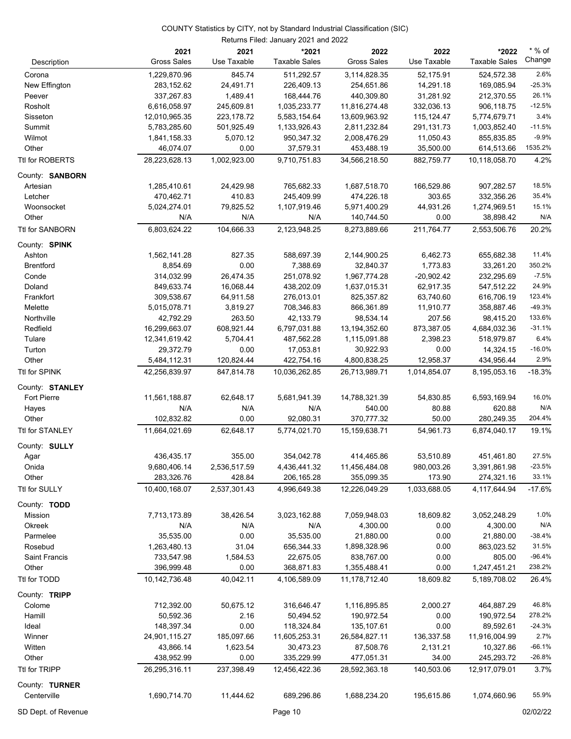COUNTY Statistics by CITY, not by Standard Industrial Classification (SIC)

Returns Filed: January 2021 and 2022

| Description | 2021 Gross Sales | 2021 Use Taxable | *2021 Taxable Sales | 2022 Gross Sales | 2022 Use Taxable | *2022 Taxable Sales | * % of Change |
|---|---|---|---|---|---|---|---|
| Corona | 1,229,870.96 | 845.74 | 511,292.57 | 3,114,828.35 | 52,175.91 | 524,572.38 | 2.6% |
| New Effington | 283,152.62 | 24,491.71 | 226,409.13 | 254,651.86 | 14,291.18 | 169,085.94 | -25.3% |
| Peever | 337,267.83 | 1,489.41 | 168,444.76 | 440,309.80 | 31,281.92 | 212,370.55 | 26.1% |
| Rosholt | 6,616,058.97 | 245,609.81 | 1,035,233.77 | 11,816,274.48 | 332,036.13 | 906,118.75 | -12.5% |
| Sisseton | 12,010,965.35 | 223,178.72 | 5,583,154.64 | 13,609,963.92 | 115,124.47 | 5,774,679.71 | 3.4% |
| Summit | 5,783,285.60 | 501,925.49 | 1,133,926.43 | 2,811,232.84 | 291,131.73 | 1,003,852.40 | -11.5% |
| Wilmot | 1,841,158.33 | 5,070.12 | 950,347.32 | 2,008,476.29 | 11,050.43 | 855,835.85 | -9.9% |
| Other | 46,074.07 | 0.00 | 37,579.31 | 453,488.19 | 35,500.00 | 614,513.66 | 1535.2% |
| Ttl for ROBERTS | 28,223,628.13 | 1,002,923.00 | 9,710,751.83 | 34,566,218.50 | 882,759.77 | 10,118,058.70 | 4.2% |
| County: **SANBORN** | | | | | | | |
| Artesian | 1,285,410.61 | 24,429.98 | 765,682.33 | 1,687,518.70 | 166,529.86 | 907,282.57 | 18.5% |
| Letcher | 470,462.71 | 410.83 | 245,409.99 | 474,226.18 | 303.65 | 332,356.26 | 35.4% |
| Woonsocket | 5,024,274.01 | 79,825.52 | 1,107,919.46 | 5,971,400.29 | 44,931.26 | 1,274,969.51 | 15.1% |
| Other | N/A | N/A | N/A | 140,744.50 | 0.00 | 38,898.42 | N/A |
| Ttl for SANBORN | 6,803,624.22 | 104,666.33 | 2,123,948.25 | 8,273,889.66 | 211,764.77 | 2,553,506.76 | 20.2% |
| County: **SPINK** | | | | | | | |
| Ashton | 1,562,141.28 | 827.35 | 588,697.39 | 2,144,900.25 | 6,462.73 | 655,682.38 | 11.4% |
| Brentford | 8,854.69 | 0.00 | 7,388.69 | 32,840.37 | 1,773.83 | 33,261.20 | 350.2% |
| Conde | 314,032.99 | 26,474.35 | 251,078.92 | 1,967,774.28 | -20,902.42 | 232,295.69 | -7.5% |
| Doland | 849,633.74 | 16,068.44 | 438,202.09 | 1,637,015.31 | 62,917.35 | 547,512.22 | 24.9% |
| Frankfort | 309,538.67 | 64,911.58 | 276,013.01 | 825,357.82 | 63,740.60 | 616,706.19 | 123.4% |
| Melette | 5,015,078.71 | 3,819.27 | 708,346.83 | 866,361.89 | 11,910.77 | 358,887.46 | -49.3% |
| Northville | 42,792.29 | 263.50 | 42,133.79 | 98,534.14 | 207.56 | 98,415.20 | 133.6% |
| Redfield | 16,299,663.07 | 608,921.44 | 6,797,031.88 | 13,194,352.60 | 873,387.05 | 4,684,032.36 | -31.1% |
| Tulare | 12,341,619.42 | 5,704.41 | 487,562.28 | 1,115,091.88 | 2,398.23 | 518,979.87 | 6.4% |
| Turton | 29,372.79 | 0.00 | 17,053.81 | 30,922.93 | 0.00 | 14,324.15 | -16.0% |
| Other | 5,484,112.31 | 120,824.44 | 422,754.16 | 4,800,838.25 | 12,958.37 | 434,956.44 | 2.9% |
| Ttl for SPINK | 42,256,839.97 | 847,814.78 | 10,036,262.85 | 26,713,989.71 | 1,014,854.07 | 8,195,053.16 | -18.3% |
| County: **STANLEY** | | | | | | | |
| Fort Pierre | 11,561,188.87 | 62,648.17 | 5,681,941.39 | 14,788,321.39 | 54,830.85 | 6,593,169.94 | 16.0% |
| Hayes | N/A | N/A | N/A | 540.00 | 80.88 | 620.88 | N/A |
| Other | 102,832.82 | 0.00 | 92,080.31 | 370,777.32 | 50.00 | 280,249.35 | 204.4% |
| Ttl for STANLEY | 11,664,021.69 | 62,648.17 | 5,774,021.70 | 15,159,638.71 | 54,961.73 | 6,874,040.17 | 19.1% |
| County: **SULLY** | | | | | | | |
| Agar | 436,435.17 | 355.00 | 354,042.78 | 414,465.86 | 53,510.89 | 451,461.80 | 27.5% |
| Onida | 9,680,406.14 | 2,536,517.59 | 4,436,441.32 | 11,456,484.08 | 980,003.26 | 3,391,861.98 | -23.5% |
| Other | 283,326.76 | 428.84 | 206,165.28 | 355,099.35 | 173.90 | 274,321.16 | 33.1% |
| Ttl for SULLY | 10,400,168.07 | 2,537,301.43 | 4,996,649.38 | 12,226,049.29 | 1,033,688.05 | 4,117,644.94 | -17.6% |
| County: **TODD** | | | | | | | |
| Mission | 7,713,173.89 | 38,426.54 | 3,023,162.88 | 7,059,948.03 | 18,609.82 | 3,052,248.29 | 1.0% |
| Okreek | N/A | N/A | N/A | 4,300.00 | 0.00 | 4,300.00 | N/A |
| Parmelee | 35,535.00 | 0.00 | 35,535.00 | 21,880.00 | 0.00 | 21,880.00 | -38.4% |
| Rosebud | 1,263,480.13 | 31.04 | 656,344.33 | 1,898,328.96 | 0.00 | 863,023.52 | 31.5% |
| Saint Francis | 733,547.98 | 1,584.53 | 22,675.05 | 838,767.00 | 0.00 | 805.00 | -96.4% |
| Other | 396,999.48 | 0.00 | 368,871.83 | 1,355,488.41 | 0.00 | 1,247,451.21 | 238.2% |
| Ttl for TODD | 10,142,736.48 | 40,042.11 | 4,106,589.09 | 11,178,712.40 | 18,609.82 | 5,189,708.02 | 26.4% |
| County: **TRIPP** | | | | | | | |
| Colome | 712,392.00 | 50,675.12 | 316,646.47 | 1,116,895.85 | 2,000.27 | 464,887.29 | 46.8% |
| Hamill | 50,592.36 | 2.16 | 50,494.52 | 190,972.54 | 0.00 | 190,972.54 | 278.2% |
| Ideal | 148,397.34 | 0.00 | 118,324.84 | 135,107.61 | 0.00 | 89,592.61 | -24.3% |
| Winner | 24,901,115.27 | 185,097.66 | 11,605,253.31 | 26,584,827.11 | 136,337.58 | 11,916,004.99 | 2.7% |
| Witten | 43,866.14 | 1,623.54 | 30,473.23 | 87,508.76 | 2,131.21 | 10,327.86 | -66.1% |
| Other | 438,952.99 | 0.00 | 335,229.99 | 477,051.31 | 34.00 | 245,293.72 | -26.8% |
| Ttl for TRIPP | 26,295,316.11 | 237,398.49 | 12,456,422.36 | 28,592,363.18 | 140,503.06 | 12,917,079.01 | 3.7% |
| County: **TURNER** | | | | | | | |
| Centerville | 1,690,714.70 | 11,444.62 | 689,296.86 | 1,688,234.20 | 195,615.86 | 1,074,660.96 | 55.9% |

SD Dept. of Revenue 02/02/22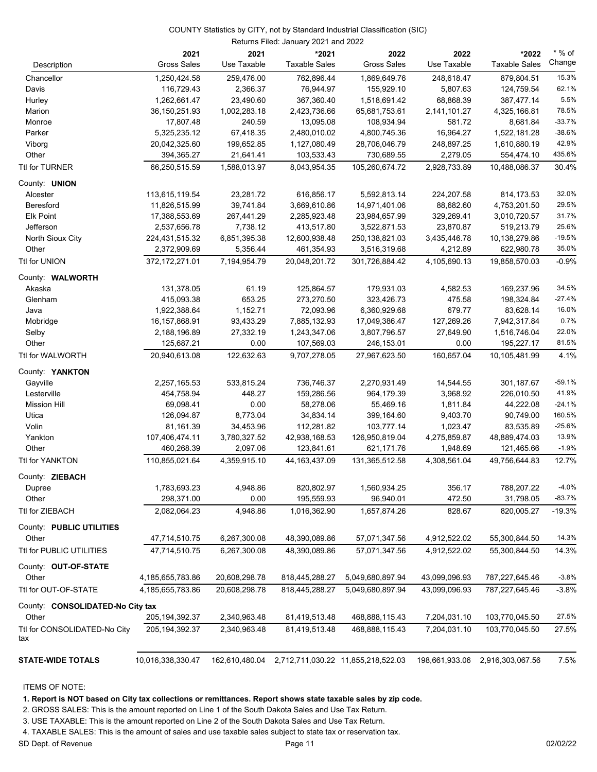COUNTY Statistics by CITY, not by Standard Industrial Classification (SIC)

Returns Filed: January 2021 and 2022

| Description | 2021 Gross Sales | 2021 Use Taxable | *2021 Taxable Sales | 2022 Gross Sales | 2022 Use Taxable | *2022 Taxable Sales | * % of Change |
|---|---|---|---|---|---|---|---|
| Chancellor | 1,250,424.58 | 259,476.00 | 762,896.44 | 1,869,649.76 | 248,618.47 | 879,804.51 | 15.3% |
| Davis | 116,729.43 | 2,366.37 | 76,944.97 | 155,929.10 | 5,807.63 | 124,759.54 | 62.1% |
| Hurley | 1,262,661.47 | 23,490.60 | 367,360.40 | 1,518,691.42 | 68,868.39 | 387,477.14 | 5.5% |
| Marion | 36,150,251.93 | 1,002,283.18 | 2,423,736.66 | 65,681,753.61 | 2,141,101.27 | 4,325,166.81 | 78.5% |
| Monroe | 17,807.48 | 240.59 | 13,095.08 | 108,934.94 | 581.72 | 8,681.84 | -33.7% |
| Parker | 5,325,235.12 | 67,418.35 | 2,480,010.02 | 4,800,745.36 | 16,964.27 | 1,522,181.28 | -38.6% |
| Viborg | 20,042,325.60 | 199,652.85 | 1,127,080.49 | 28,706,046.79 | 248,897.25 | 1,610,880.19 | 42.9% |
| Other | 394,365.27 | 21,641.41 | 103,533.43 | 730,689.55 | 2,279.05 | 554,474.10 | 435.6% |
| Ttl for TURNER | 66,250,515.59 | 1,588,013.97 | 8,043,954.35 | 105,260,674.72 | 2,928,733.89 | 10,488,086.37 | 30.4% |
| County: **UNION** | | | | | | | |
| Alcester | 113,615,119.54 | 23,281.72 | 616,856.17 | 5,592,813.14 | 224,207.58 | 814,173.53 | 32.0% |
| Beresford | 11,826,515.99 | 39,741.84 | 3,669,610.86 | 14,971,401.06 | 88,682.60 | 4,753,201.50 | 29.5% |
| Elk Point | 17,388,553.69 | 267,441.29 | 2,285,923.48 | 23,984,657.99 | 329,269.41 | 3,010,720.57 | 31.7% |
| Jefferson | 2,537,656.78 | 7,738.12 | 413,517.80 | 3,522,871.53 | 23,870.87 | 519,213.79 | 25.6% |
| North Sioux City | 224,431,515.32 | 6,851,395.38 | 12,600,938.48 | 250,138,821.03 | 3,435,446.78 | 10,138,279.86 | -19.5% |
| Other | 2,372,909.69 | 5,356.44 | 461,354.93 | 3,516,319.68 | 4,212.89 | 622,980.78 | 35.0% |
| Ttl for UNION | 372,172,271.01 | 7,194,954.79 | 20,048,201.72 | 301,726,884.42 | 4,105,690.13 | 19,858,570.03 | -0.9% |
| County: **WALWORTH** | | | | | | | |
| Akaska | 131,378.05 | 61.19 | 125,864.57 | 179,931.03 | 4,582.53 | 169,237.96 | 34.5% |
| Glenham | 415,093.38 | 653.25 | 273,270.50 | 323,426.73 | 475.58 | 198,324.84 | -27.4% |
| Java | 1,922,388.64 | 1,152.71 | 72,093.96 | 6,360,929.68 | 679.77 | 83,628.14 | 16.0% |
| Mobridge | 16,157,868.91 | 93,433.29 | 7,885,132.93 | 17,049,386.47 | 127,269.26 | 7,942,317.84 | 0.7% |
| Selby | 2,188,196.89 | 27,332.19 | 1,243,347.06 | 3,807,796.57 | 27,649.90 | 1,516,746.04 | 22.0% |
| Other | 125,687.21 | 0.00 | 107,569.03 | 246,153.01 | 0.00 | 195,227.17 | 81.5% |
| Ttl for WALWORTH | 20,940,613.08 | 122,632.63 | 9,707,278.05 | 27,967,623.50 | 160,657.04 | 10,105,481.99 | 4.1% |
| County: **YANKTON** | | | | | | | |
| Gayville | 2,257,165.53 | 533,815.24 | 736,746.37 | 2,270,931.49 | 14,544.55 | 301,187.67 | -59.1% |
| Lesterville | 454,758.94 | 448.27 | 159,286.56 | 964,179.39 | 3,968.92 | 226,010.50 | 41.9% |
| Mission Hill | 69,098.41 | 0.00 | 58,278.06 | 55,469.16 | 1,811.84 | 44,222.08 | -24.1% |
| Utica | 126,094.87 | 8,773.04 | 34,834.14 | 399,164.60 | 9,403.70 | 90,749.00 | 160.5% |
| Volin | 81,161.39 | 34,453.96 | 112,281.82 | 103,777.14 | 1,023.47 | 83,535.89 | -25.6% |
| Yankton | 107,406,474.11 | 3,780,327.52 | 42,938,168.53 | 126,950,819.04 | 4,275,859.87 | 48,889,474.03 | 13.9% |
| Other | 460,268.39 | 2,097.06 | 123,841.61 | 621,171.76 | 1,948.69 | 121,465.66 | -1.9% |
| Ttl for YANKTON | 110,855,021.64 | 4,359,915.10 | 44,163,437.09 | 131,365,512.58 | 4,308,561.04 | 49,756,644.83 | 12.7% |
| County: **ZIEBACH** | | | | | | | |
| Dupree | 1,783,693.23 | 4,948.86 | 820,802.97 | 1,560,934.25 | 356.17 | 788,207.22 | -4.0% |
| Other | 298,371.00 | 0.00 | 195,559.93 | 96,940.01 | 472.50 | 31,798.05 | -83.7% |
| Ttl for ZIEBACH | 2,082,064.23 | 4,948.86 | 1,016,362.90 | 1,657,874.26 | 828.67 | 820,005.27 | -19.3% |
| County: **PUBLIC UTILITIES** | | | | | | | |
| Other | 47,714,510.75 | 6,267,300.08 | 48,390,089.86 | 57,071,347.56 | 4,912,522.02 | 55,300,844.50 | 14.3% |
| Ttl for PUBLIC UTILITIES | 47,714,510.75 | 6,267,300.08 | 48,390,089.86 | 57,071,347.56 | 4,912,522.02 | 55,300,844.50 | 14.3% |
| County: **OUT-OF-STATE** | | | | | | | |
| Other | 4,185,655,783.86 | 20,608,298.78 | 818,445,288.27 | 5,049,680,897.94 | 43,099,096.93 | 787,227,645.46 | -3.8% |
| Ttl for OUT-OF-STATE | 4,185,655,783.86 | 20,608,298.78 | 818,445,288.27 | 5,049,680,897.94 | 43,099,096.93 | 787,227,645.46 | -3.8% |
| County: **CONSOLIDATED-No City tax** | | | | | | | |
| Other | 205,194,392.37 | 2,340,963.48 | 81,419,513.48 | 468,888,115.43 | 7,204,031.10 | 103,770,045.50 | 27.5% |
| Ttl for CONSOLIDATED-No City tax | 205,194,392.37 | 2,340,963.48 | 81,419,513.48 | 468,888,115.43 | 7,204,031.10 | 103,770,045.50 | 27.5% |
| **STATE-WIDE TOTALS** | 10,016,338,330.47 | 162,610,480.04 | 2,712,711,030.22 | 11,855,218,522.03 | 198,661,933.06 | 2,916,303,067.56 | 7.5% |

ITEMS OF NOTE:

**1. Report is NOT based on City tax collections or remittances. Report shows state taxable sales by zip code.**

2. GROSS SALES: This is the amount reported on Line 1 of the South Dakota Sales and Use Tax Return.

3. USE TAXABLE: This is the amount reported on Line 2 of the South Dakota Sales and Use Tax Return.

4. TAXABLE SALES: This is the amount of sales and use taxable sales subject to state tax or reservation tax.

SD Dept. of Revenue 02/02/22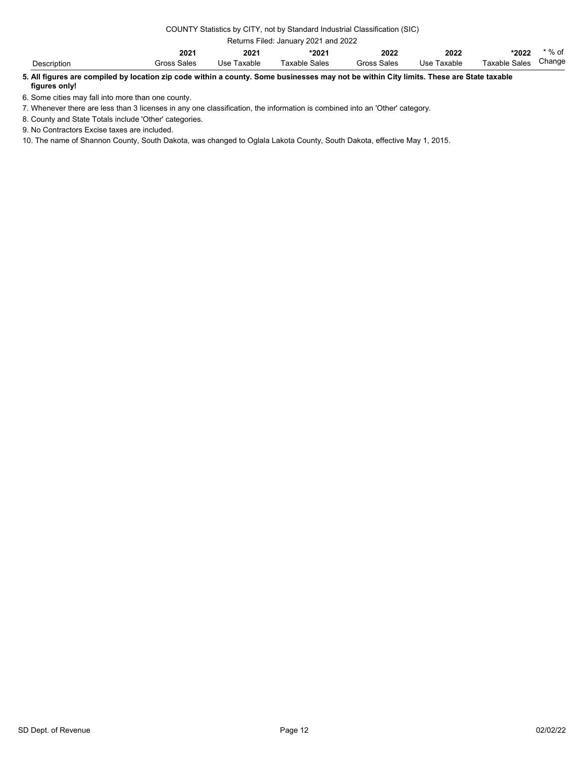COUNTY Statistics by CITY, not by Standard Industrial Classification (SIC)

Returns Filed: January 2021 and 2022

| Description | 2021 Gross Sales | 2021 Use Taxable | *2021 Taxable Sales | 2022 Gross Sales | 2022 Use Taxable | *2022 Taxable Sales | * % of Change |
|---|---|---|---|---|---|---|---|

**5. All figures are compiled by location zip code within a county. Some businesses may not be within City limits. These are State taxable figures only!**

6. Some cities may fall into more than one county.

7. Whenever there are less than 3 licenses in any one classification, the information is combined into an 'Other' category.

8. County and State Totals include 'Other' categories.

9. No Contractors Excise taxes are included.

10. The name of Shannon County, South Dakota, was changed to Oglala Lakota County, South Dakota, effective May 1, 2015.